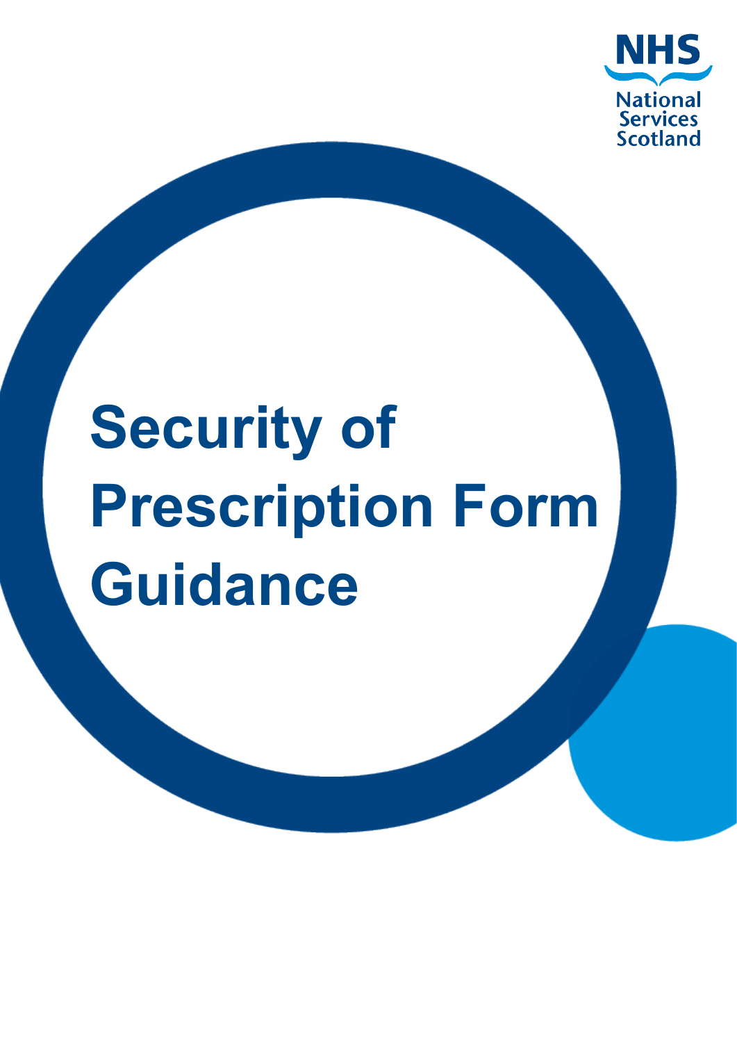NHS National Services Scotland

# Security of Prescription Form Guidance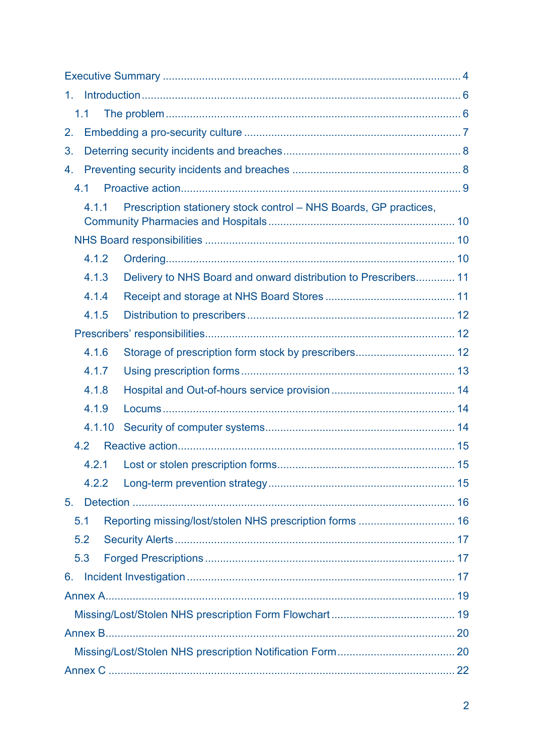Executive Summary ..... 4

1. Introduction ..... 6
   - 1.1 The problem ..... 6
2. Embedding a pro-security culture ..... 7
3. Deterring security incidents and breaches ..... 8
4. Preventing security incidents and breaches ..... 8
   - 4.1 Proactive action ..... 9
     - 4.1.1 Prescription stationery stock control – NHS Boards, GP practices, Community Pharmacies and Hospitals ..... 10
   - NHS Board responsibilities ..... 10
     - 4.1.2 Ordering ..... 10
     - 4.1.3 Delivery to NHS Board and onward distribution to Prescribers ..... 11
     - 4.1.4 Receipt and storage at NHS Board Stores ..... 11
     - 4.1.5 Distribution to prescribers ..... 12
   - Prescribers' responsibilities ..... 12
     - 4.1.6 Storage of prescription form stock by prescribers ..... 12
     - 4.1.7 Using prescription forms ..... 13
     - 4.1.8 Hospital and Out-of-hours service provision ..... 14
     - 4.1.9 Locums ..... 14
     - 4.1.10 Security of computer systems ..... 14
   - 4.2 Reactive action ..... 15
     - 4.2.1 Lost or stolen prescription forms ..... 15
     - 4.2.2 Long-term prevention strategy ..... 15
5. Detection ..... 16
   - 5.1 Reporting missing/lost/stolen NHS prescription forms ..... 16
   - 5.2 Security Alerts ..... 17
   - 5.3 Forged Prescriptions ..... 17
6. Incident Investigation ..... 17

Annex A ..... 19
   - Missing/Lost/Stolen NHS prescription Form Flowchart ..... 19

Annex B ..... 20
   - Missing/Lost/Stolen NHS prescription Notification Form ..... 20

Annex C ..... 22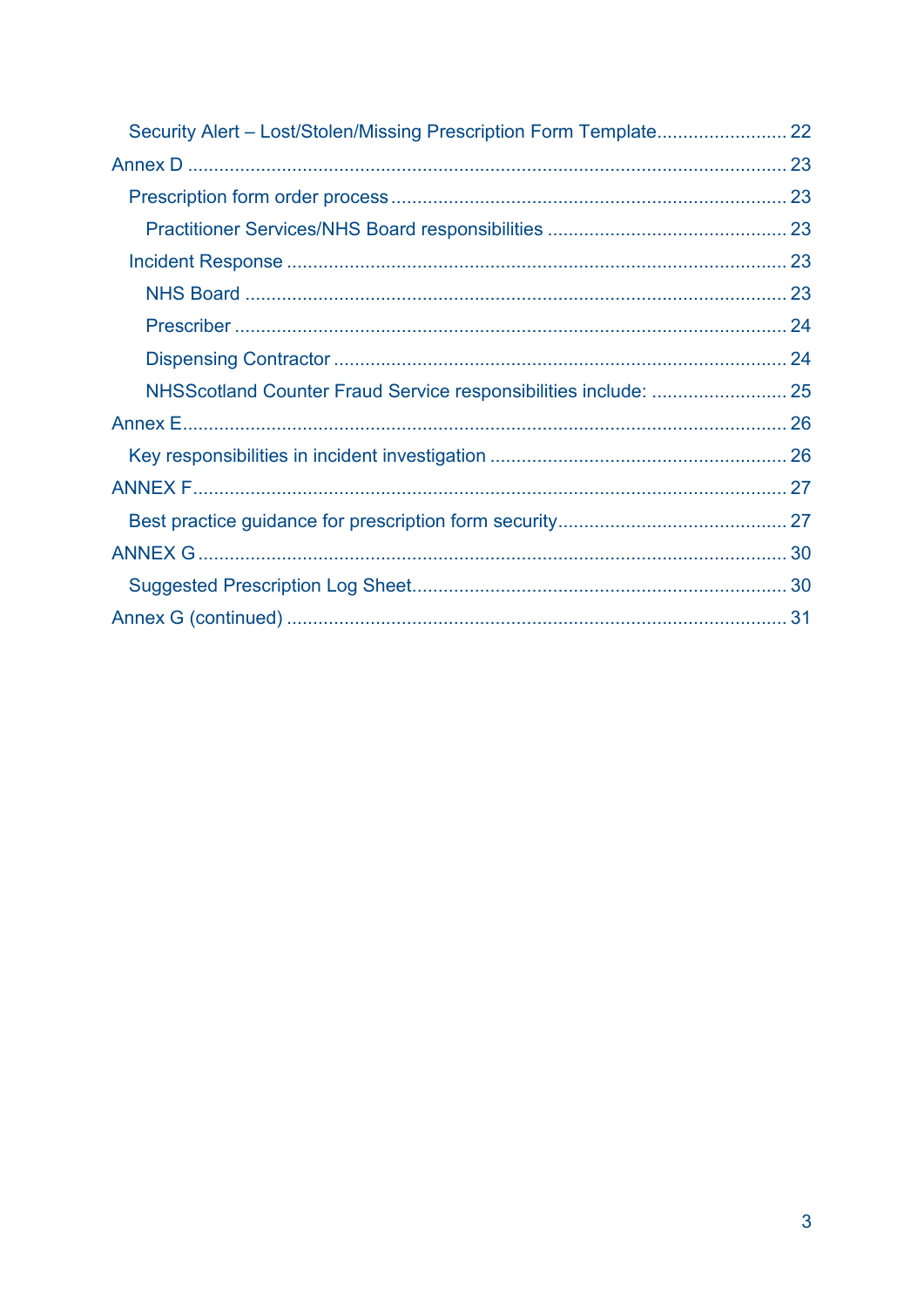- Security Alert – Lost/Stolen/Missing Prescription Form Template ........................ 22

Annex D ........................................................................................................... 23

- Prescription form order process ............................................................... 23
  - Practitioner Services/NHS Board responsibilities ................................ 23
- Incident Response ..................................................................................... 23
  - NHS Board ........................................................................................... 23
  - Prescriber ............................................................................................. 24
  - Dispensing Contractor .......................................................................... 24
  - NHSScotland Counter Fraud Service responsibilities include: .............. 25

Annex E ........................................................................................................... 26

- Key responsibilities in incident investigation ............................................ 26

ANNEX F .......................................................................................................... 27

- Best practice guidance for prescription form security .............................. 27

ANNEX G ......................................................................................................... 30

- Suggested Prescription Log Sheet ............................................................ 30

Annex G (continued) ........................................................................................ 31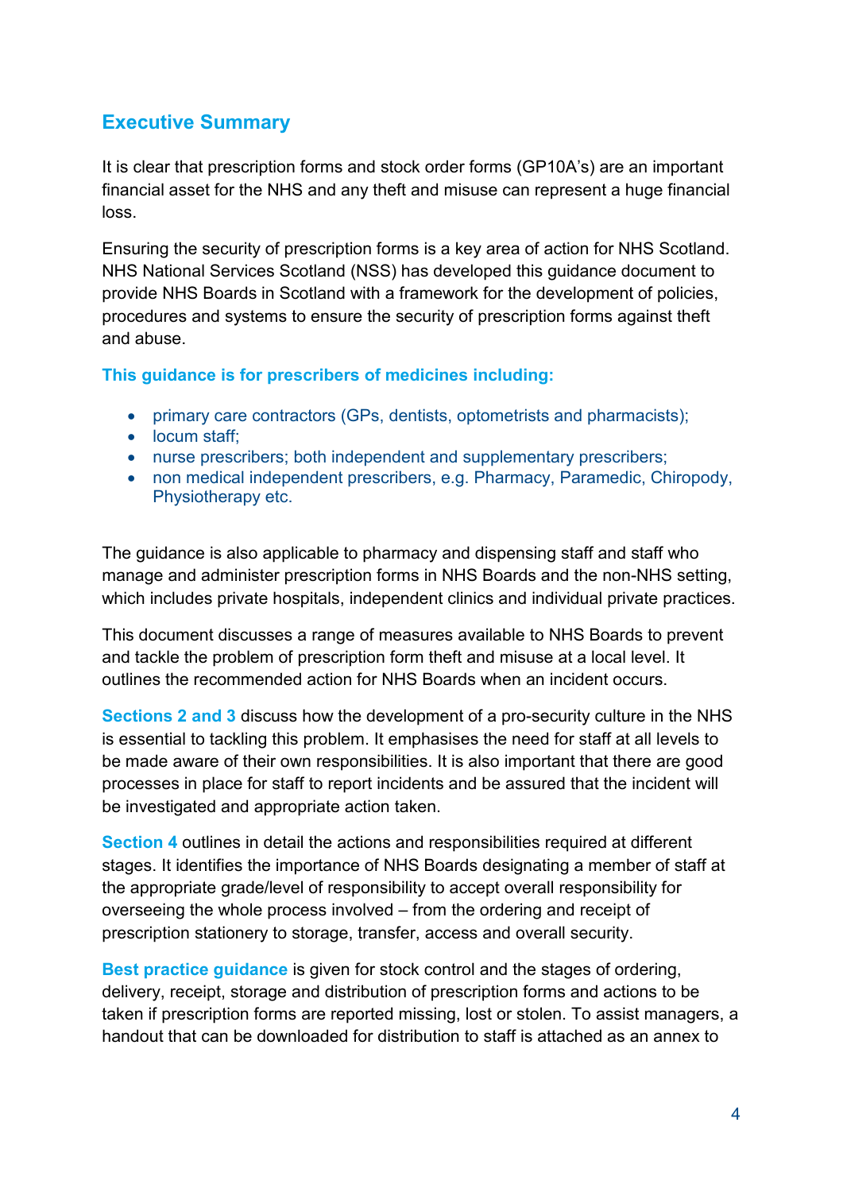## Executive Summary

It is clear that prescription forms and stock order forms (GP10A's) are an important financial asset for the NHS and any theft and misuse can represent a huge financial loss.

Ensuring the security of prescription forms is a key area of action for NHS Scotland. NHS National Services Scotland (NSS) has developed this guidance document to provide NHS Boards in Scotland with a framework for the development of policies, procedures and systems to ensure the security of prescription forms against theft and abuse.

**This guidance is for prescribers of medicines including:**

- primary care contractors (GPs, dentists, optometrists and pharmacists);
- locum staff;
- nurse prescribers; both independent and supplementary prescribers;
- non medical independent prescribers, e.g. Pharmacy, Paramedic, Chiropody, Physiotherapy etc.

The guidance is also applicable to pharmacy and dispensing staff and staff who manage and administer prescription forms in NHS Boards and the non-NHS setting, which includes private hospitals, independent clinics and individual private practices.

This document discusses a range of measures available to NHS Boards to prevent and tackle the problem of prescription form theft and misuse at a local level. It outlines the recommended action for NHS Boards when an incident occurs.

**Sections 2 and 3** discuss how the development of a pro-security culture in the NHS is essential to tackling this problem. It emphasises the need for staff at all levels to be made aware of their own responsibilities. It is also important that there are good processes in place for staff to report incidents and be assured that the incident will be investigated and appropriate action taken.

**Section 4** outlines in detail the actions and responsibilities required at different stages. It identifies the importance of NHS Boards designating a member of staff at the appropriate grade/level of responsibility to accept overall responsibility for overseeing the whole process involved – from the ordering and receipt of prescription stationery to storage, transfer, access and overall security.

**Best practice guidance** is given for stock control and the stages of ordering, delivery, receipt, storage and distribution of prescription forms and actions to be taken if prescription forms are reported missing, lost or stolen. To assist managers, a handout that can be downloaded for distribution to staff is attached as an annex to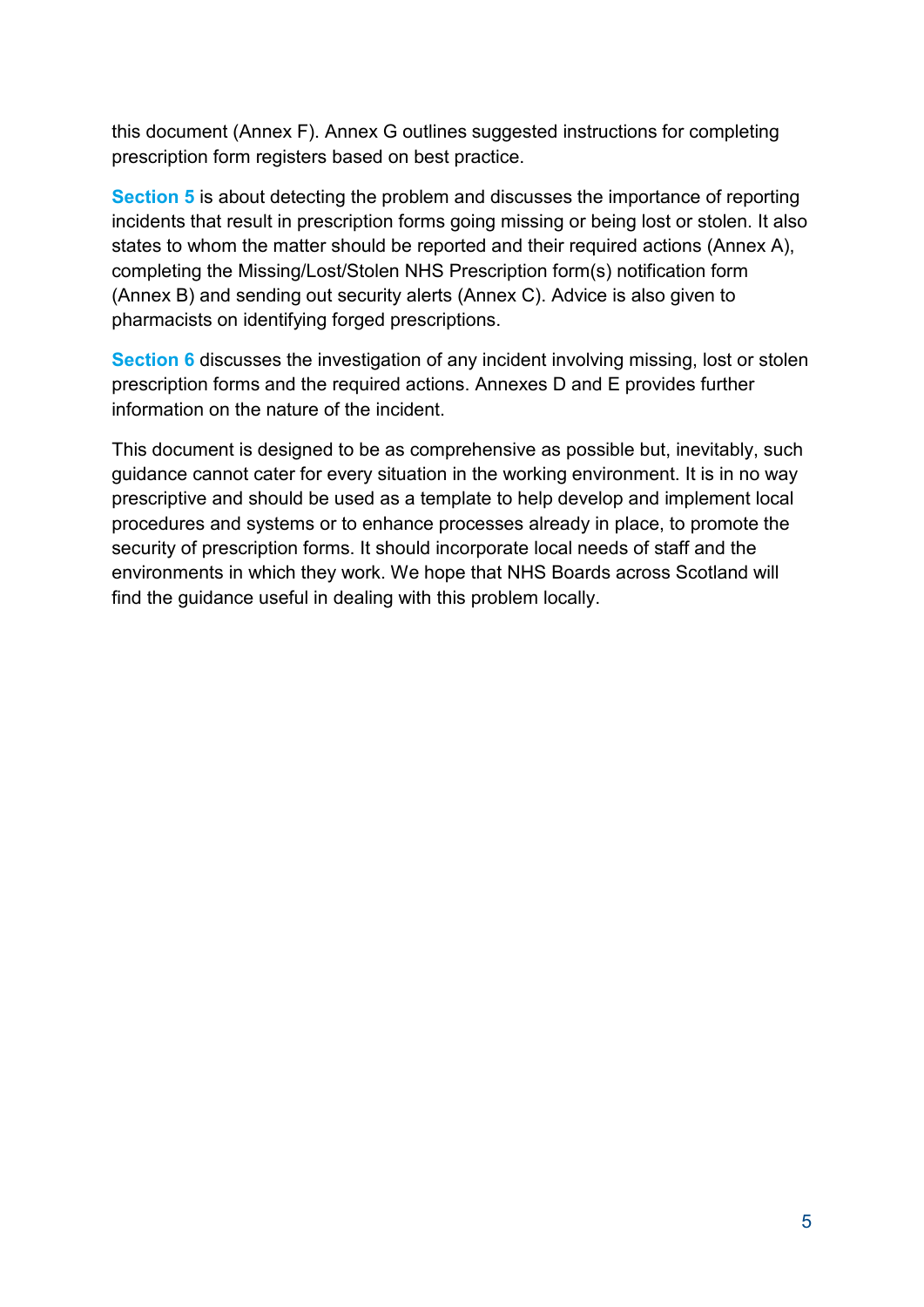this document (Annex F). Annex G outlines suggested instructions for completing prescription form registers based on best practice.

**Section 5** is about detecting the problem and discusses the importance of reporting incidents that result in prescription forms going missing or being lost or stolen. It also states to whom the matter should be reported and their required actions (Annex A), completing the Missing/Lost/Stolen NHS Prescription form(s) notification form (Annex B) and sending out security alerts (Annex C). Advice is also given to pharmacists on identifying forged prescriptions.

**Section 6** discusses the investigation of any incident involving missing, lost or stolen prescription forms and the required actions. Annexes D and E provides further information on the nature of the incident.

This document is designed to be as comprehensive as possible but, inevitably, such guidance cannot cater for every situation in the working environment. It is in no way prescriptive and should be used as a template to help develop and implement local procedures and systems or to enhance processes already in place, to promote the security of prescription forms. It should incorporate local needs of staff and the environments in which they work. We hope that NHS Boards across Scotland will find the guidance useful in dealing with this problem locally.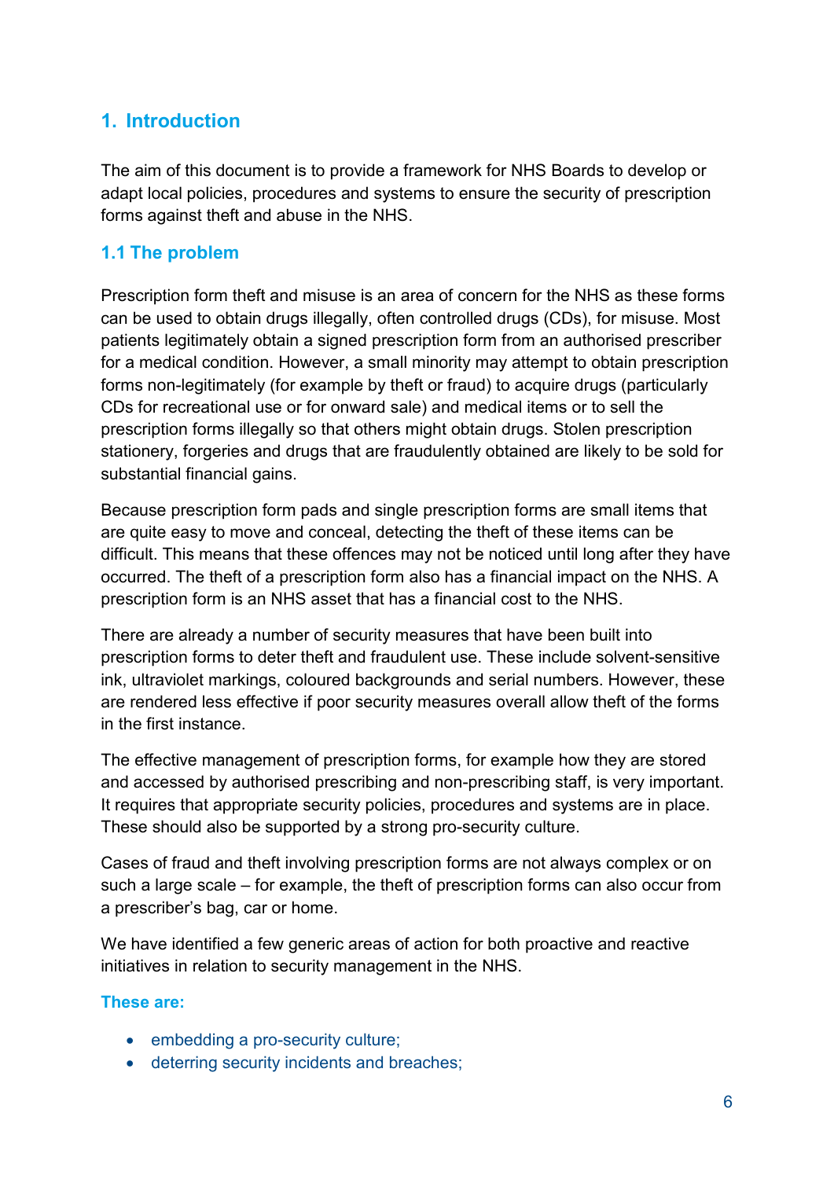## 1. Introduction

The aim of this document is to provide a framework for NHS Boards to develop or adapt local policies, procedures and systems to ensure the security of prescription forms against theft and abuse in the NHS.

### 1.1 The problem

Prescription form theft and misuse is an area of concern for the NHS as these forms can be used to obtain drugs illegally, often controlled drugs (CDs), for misuse. Most patients legitimately obtain a signed prescription form from an authorised prescriber for a medical condition. However, a small minority may attempt to obtain prescription forms non-legitimately (for example by theft or fraud) to acquire drugs (particularly CDs for recreational use or for onward sale) and medical items or to sell the prescription forms illegally so that others might obtain drugs. Stolen prescription stationery, forgeries and drugs that are fraudulently obtained are likely to be sold for substantial financial gains.

Because prescription form pads and single prescription forms are small items that are quite easy to move and conceal, detecting the theft of these items can be difficult. This means that these offences may not be noticed until long after they have occurred. The theft of a prescription form also has a financial impact on the NHS. A prescription form is an NHS asset that has a financial cost to the NHS.

There are already a number of security measures that have been built into prescription forms to deter theft and fraudulent use. These include solvent-sensitive ink, ultraviolet markings, coloured backgrounds and serial numbers. However, these are rendered less effective if poor security measures overall allow theft of the forms in the first instance.

The effective management of prescription forms, for example how they are stored and accessed by authorised prescribing and non-prescribing staff, is very important. It requires that appropriate security policies, procedures and systems are in place. These should also be supported by a strong pro-security culture.

Cases of fraud and theft involving prescription forms are not always complex or on such a large scale – for example, the theft of prescription forms can also occur from a prescriber's bag, car or home.

We have identified a few generic areas of action for both proactive and reactive initiatives in relation to security management in the NHS.

**These are:**

- embedding a pro-security culture;
- deterring security incidents and breaches;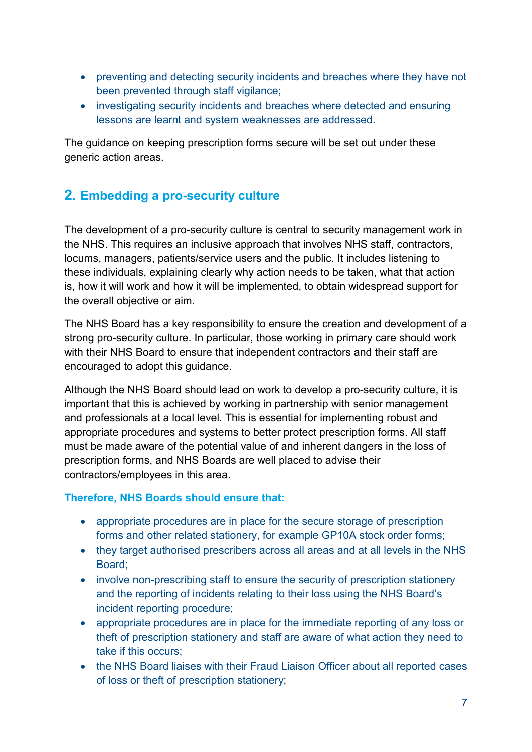- preventing and detecting security incidents and breaches where they have not been prevented through staff vigilance;
- investigating security incidents and breaches where detected and ensuring lessons are learnt and system weaknesses are addressed.

The guidance on keeping prescription forms secure will be set out under these generic action areas.

## 2. Embedding a pro-security culture

The development of a pro-security culture is central to security management work in the NHS. This requires an inclusive approach that involves NHS staff, contractors, locums, managers, patients/service users and the public. It includes listening to these individuals, explaining clearly why action needs to be taken, what that action is, how it will work and how it will be implemented, to obtain widespread support for the overall objective or aim.

The NHS Board has a key responsibility to ensure the creation and development of a strong pro-security culture. In particular, those working in primary care should work with their NHS Board to ensure that independent contractors and their staff are encouraged to adopt this guidance.

Although the NHS Board should lead on work to develop a pro-security culture, it is important that this is achieved by working in partnership with senior management and professionals at a local level. This is essential for implementing robust and appropriate procedures and systems to better protect prescription forms. All staff must be made aware of the potential value of and inherent dangers in the loss of prescription forms, and NHS Boards are well placed to advise their contractors/employees in this area.

**Therefore, NHS Boards should ensure that:**

- appropriate procedures are in place for the secure storage of prescription forms and other related stationery, for example GP10A stock order forms;
- they target authorised prescribers across all areas and at all levels in the NHS Board;
- involve non-prescribing staff to ensure the security of prescription stationery and the reporting of incidents relating to their loss using the NHS Board's incident reporting procedure;
- appropriate procedures are in place for the immediate reporting of any loss or theft of prescription stationery and staff are aware of what action they need to take if this occurs;
- the NHS Board liaises with their Fraud Liaison Officer about all reported cases of loss or theft of prescription stationery;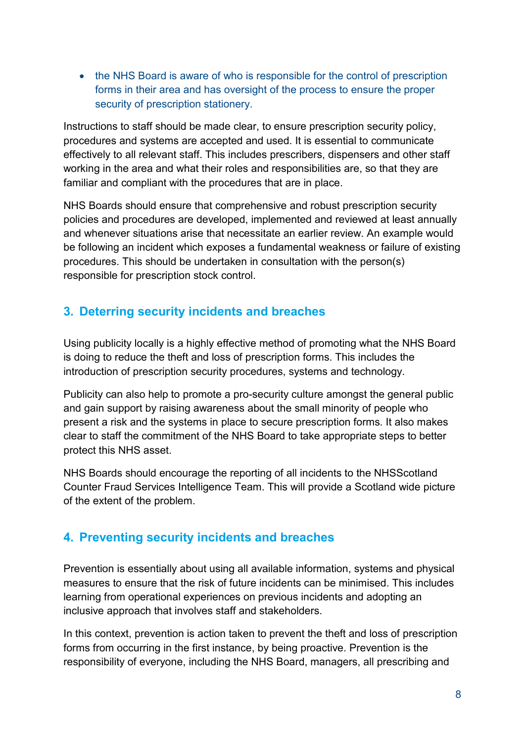- the NHS Board is aware of who is responsible for the control of prescription forms in their area and has oversight of the process to ensure the proper security of prescription stationery.

Instructions to staff should be made clear, to ensure prescription security policy, procedures and systems are accepted and used. It is essential to communicate effectively to all relevant staff. This includes prescribers, dispensers and other staff working in the area and what their roles and responsibilities are, so that they are familiar and compliant with the procedures that are in place.

NHS Boards should ensure that comprehensive and robust prescription security policies and procedures are developed, implemented and reviewed at least annually and whenever situations arise that necessitate an earlier review. An example would be following an incident which exposes a fundamental weakness or failure of existing procedures. This should be undertaken in consultation with the person(s) responsible for prescription stock control.

## 3. Deterring security incidents and breaches

Using publicity locally is a highly effective method of promoting what the NHS Board is doing to reduce the theft and loss of prescription forms. This includes the introduction of prescription security procedures, systems and technology.

Publicity can also help to promote a pro-security culture amongst the general public and gain support by raising awareness about the small minority of people who present a risk and the systems in place to secure prescription forms. It also makes clear to staff the commitment of the NHS Board to take appropriate steps to better protect this NHS asset.

NHS Boards should encourage the reporting of all incidents to the NHSScotland Counter Fraud Services Intelligence Team. This will provide a Scotland wide picture of the extent of the problem.

## 4. Preventing security incidents and breaches

Prevention is essentially about using all available information, systems and physical measures to ensure that the risk of future incidents can be minimised. This includes learning from operational experiences on previous incidents and adopting an inclusive approach that involves staff and stakeholders.

In this context, prevention is action taken to prevent the theft and loss of prescription forms from occurring in the first instance, by being proactive. Prevention is the responsibility of everyone, including the NHS Board, managers, all prescribing and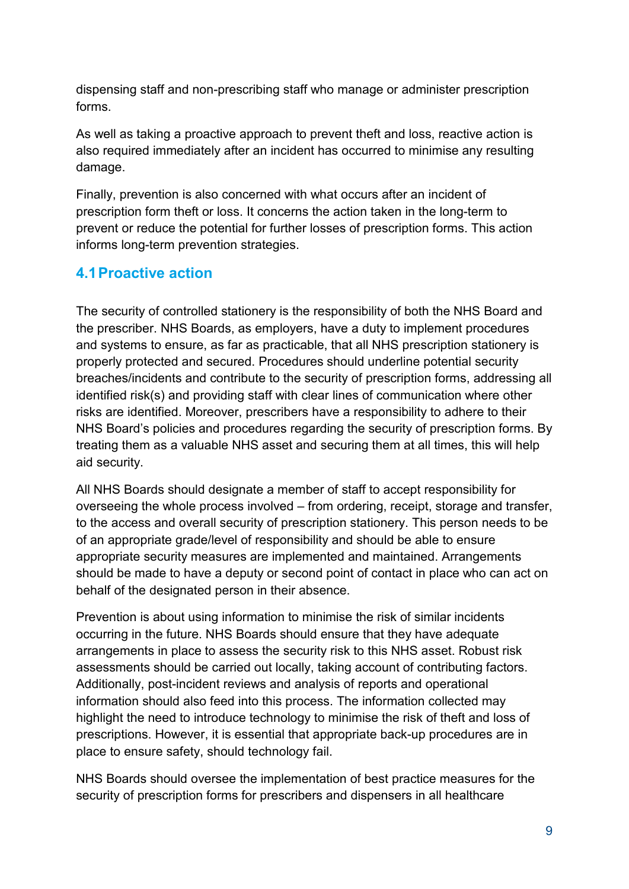dispensing staff and non-prescribing staff who manage or administer prescription forms.

As well as taking a proactive approach to prevent theft and loss, reactive action is also required immediately after an incident has occurred to minimise any resulting damage.

Finally, prevention is also concerned with what occurs after an incident of prescription form theft or loss. It concerns the action taken in the long-term to prevent or reduce the potential for further losses of prescription forms. This action informs long-term prevention strategies.

## 4.1 Proactive action

The security of controlled stationery is the responsibility of both the NHS Board and the prescriber. NHS Boards, as employers, have a duty to implement procedures and systems to ensure, as far as practicable, that all NHS prescription stationery is properly protected and secured. Procedures should underline potential security breaches/incidents and contribute to the security of prescription forms, addressing all identified risk(s) and providing staff with clear lines of communication where other risks are identified. Moreover, prescribers have a responsibility to adhere to their NHS Board's policies and procedures regarding the security of prescription forms. By treating them as a valuable NHS asset and securing them at all times, this will help aid security.

All NHS Boards should designate a member of staff to accept responsibility for overseeing the whole process involved – from ordering, receipt, storage and transfer, to the access and overall security of prescription stationery. This person needs to be of an appropriate grade/level of responsibility and should be able to ensure appropriate security measures are implemented and maintained. Arrangements should be made to have a deputy or second point of contact in place who can act on behalf of the designated person in their absence.

Prevention is about using information to minimise the risk of similar incidents occurring in the future. NHS Boards should ensure that they have adequate arrangements in place to assess the security risk to this NHS asset. Robust risk assessments should be carried out locally, taking account of contributing factors. Additionally, post-incident reviews and analysis of reports and operational information should also feed into this process. The information collected may highlight the need to introduce technology to minimise the risk of theft and loss of prescriptions. However, it is essential that appropriate back-up procedures are in place to ensure safety, should technology fail.

NHS Boards should oversee the implementation of best practice measures for the security of prescription forms for prescribers and dispensers in all healthcare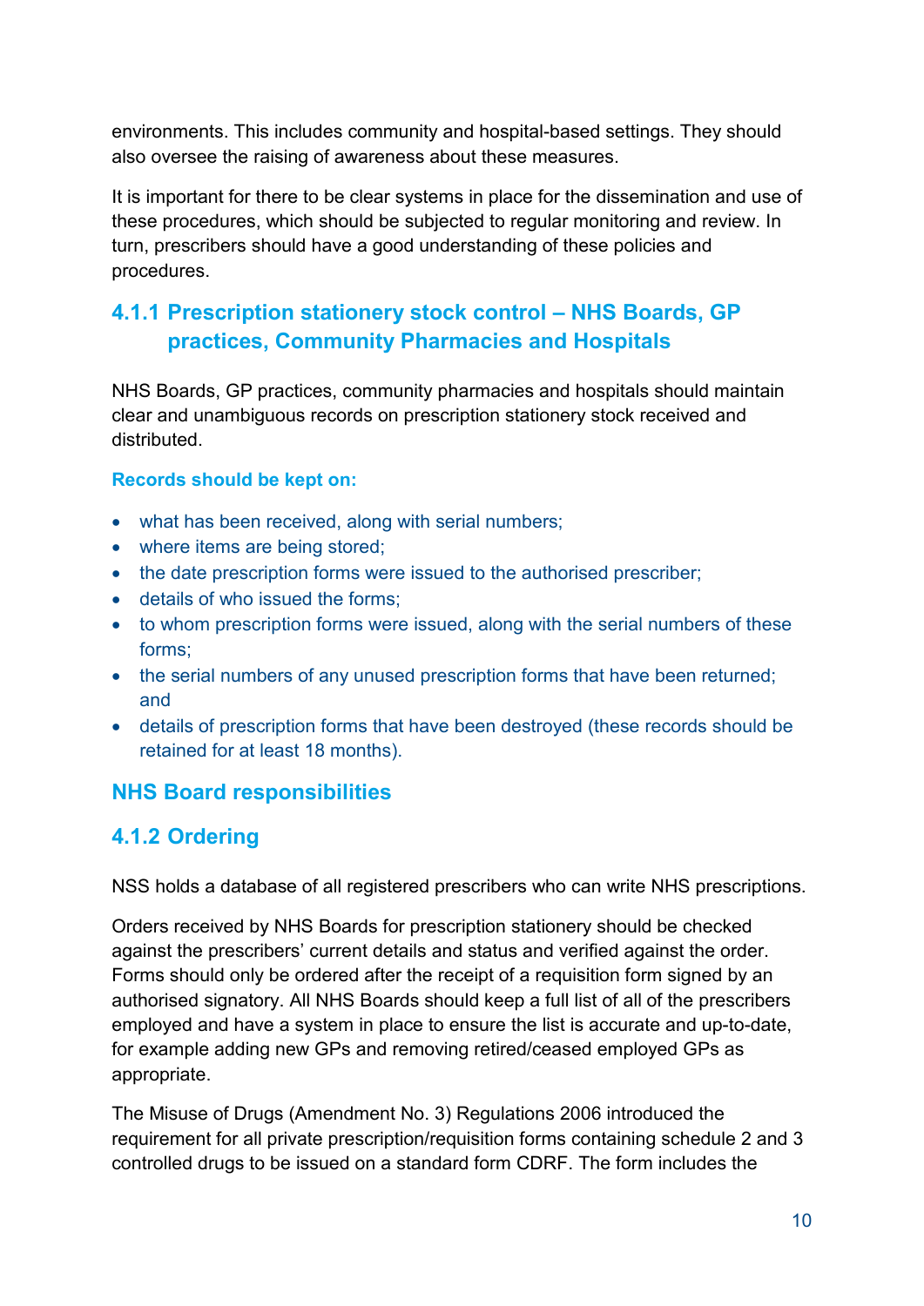environments. This includes community and hospital-based settings. They should also oversee the raising of awareness about these measures.

It is important for there to be clear systems in place for the dissemination and use of these procedures, which should be subjected to regular monitoring and review. In turn, prescribers should have a good understanding of these policies and procedures.

### 4.1.1 Prescription stationery stock control – NHS Boards, GP practices, Community Pharmacies and Hospitals

NHS Boards, GP practices, community pharmacies and hospitals should maintain clear and unambiguous records on prescription stationery stock received and distributed.

**Records should be kept on:**

- what has been received, along with serial numbers;
- where items are being stored;
- the date prescription forms were issued to the authorised prescriber;
- details of who issued the forms;
- to whom prescription forms were issued, along with the serial numbers of these forms;
- the serial numbers of any unused prescription forms that have been returned; and
- details of prescription forms that have been destroyed (these records should be retained for at least 18 months).

## NHS Board responsibilities

### 4.1.2 Ordering

NSS holds a database of all registered prescribers who can write NHS prescriptions.

Orders received by NHS Boards for prescription stationery should be checked against the prescribers' current details and status and verified against the order. Forms should only be ordered after the receipt of a requisition form signed by an authorised signatory. All NHS Boards should keep a full list of all of the prescribers employed and have a system in place to ensure the list is accurate and up-to-date, for example adding new GPs and removing retired/ceased employed GPs as appropriate.

The Misuse of Drugs (Amendment No. 3) Regulations 2006 introduced the requirement for all private prescription/requisition forms containing schedule 2 and 3 controlled drugs to be issued on a standard form CDRF. The form includes the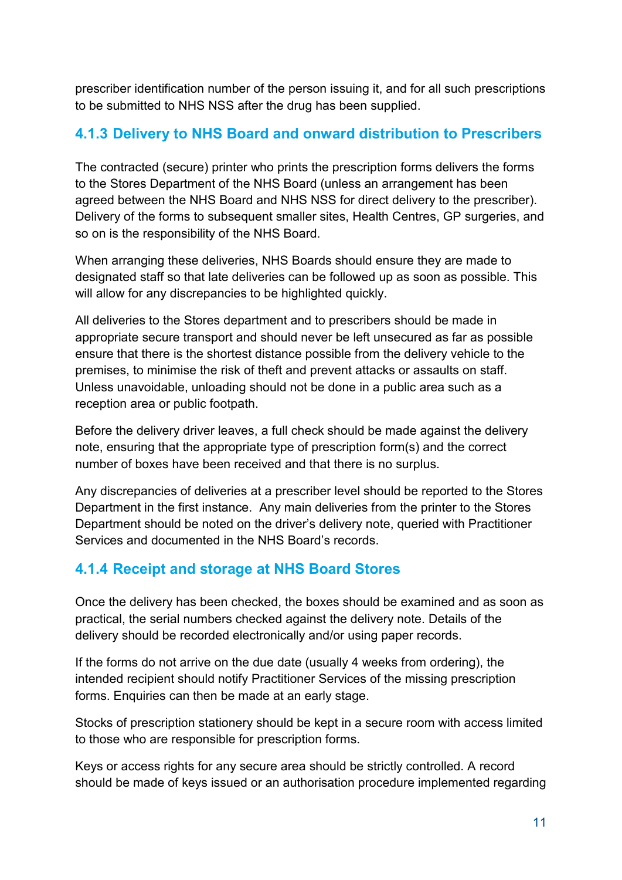prescriber identification number of the person issuing it, and for all such prescriptions to be submitted to NHS NSS after the drug has been supplied.

### 4.1.3 Delivery to NHS Board and onward distribution to Prescribers

The contracted (secure) printer who prints the prescription forms delivers the forms to the Stores Department of the NHS Board (unless an arrangement has been agreed between the NHS Board and NHS NSS for direct delivery to the prescriber). Delivery of the forms to subsequent smaller sites, Health Centres, GP surgeries, and so on is the responsibility of the NHS Board.

When arranging these deliveries, NHS Boards should ensure they are made to designated staff so that late deliveries can be followed up as soon as possible. This will allow for any discrepancies to be highlighted quickly.

All deliveries to the Stores department and to prescribers should be made in appropriate secure transport and should never be left unsecured as far as possible ensure that there is the shortest distance possible from the delivery vehicle to the premises, to minimise the risk of theft and prevent attacks or assaults on staff. Unless unavoidable, unloading should not be done in a public area such as a reception area or public footpath.

Before the delivery driver leaves, a full check should be made against the delivery note, ensuring that the appropriate type of prescription form(s) and the correct number of boxes have been received and that there is no surplus.

Any discrepancies of deliveries at a prescriber level should be reported to the Stores Department in the first instance. Any main deliveries from the printer to the Stores Department should be noted on the driver's delivery note, queried with Practitioner Services and documented in the NHS Board's records.

### 4.1.4 Receipt and storage at NHS Board Stores

Once the delivery has been checked, the boxes should be examined and as soon as practical, the serial numbers checked against the delivery note. Details of the delivery should be recorded electronically and/or using paper records.

If the forms do not arrive on the due date (usually 4 weeks from ordering), the intended recipient should notify Practitioner Services of the missing prescription forms. Enquiries can then be made at an early stage.

Stocks of prescription stationery should be kept in a secure room with access limited to those who are responsible for prescription forms.

Keys or access rights for any secure area should be strictly controlled. A record should be made of keys issued or an authorisation procedure implemented regarding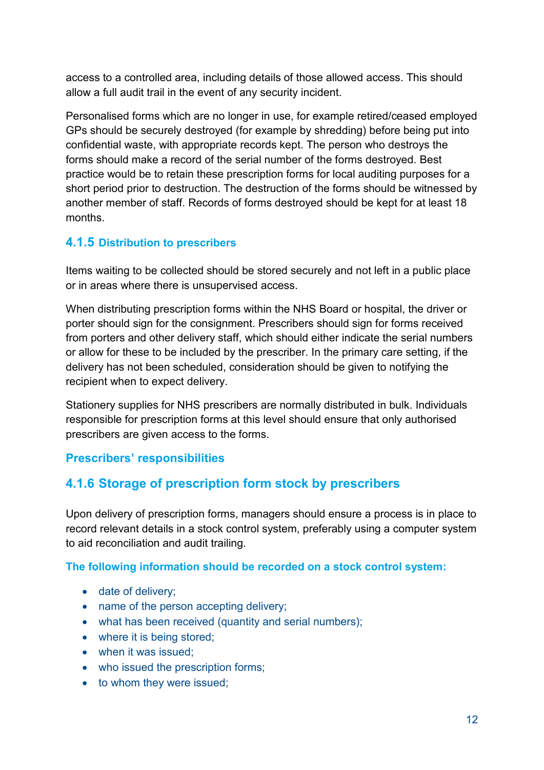access to a controlled area, including details of those allowed access. This should allow a full audit trail in the event of any security incident.

Personalised forms which are no longer in use, for example retired/ceased employed GPs should be securely destroyed (for example by shredding) before being put into confidential waste, with appropriate records kept. The person who destroys the forms should make a record of the serial number of the forms destroyed. Best practice would be to retain these prescription forms for local auditing purposes for a short period prior to destruction. The destruction of the forms should be witnessed by another member of staff. Records of forms destroyed should be kept for at least 18 months.

### 4.1.5 Distribution to prescribers

Items waiting to be collected should be stored securely and not left in a public place or in areas where there is unsupervised access.

When distributing prescription forms within the NHS Board or hospital, the driver or porter should sign for the consignment. Prescribers should sign for forms received from porters and other delivery staff, which should either indicate the serial numbers or allow for these to be included by the prescriber. In the primary care setting, if the delivery has not been scheduled, consideration should be given to notifying the recipient when to expect delivery.

Stationery supplies for NHS prescribers are normally distributed in bulk. Individuals responsible for prescription forms at this level should ensure that only authorised prescribers are given access to the forms.

## Prescribers' responsibilities

### 4.1.6 Storage of prescription form stock by prescribers

Upon delivery of prescription forms, managers should ensure a process is in place to record relevant details in a stock control system, preferably using a computer system to aid reconciliation and audit trailing.

**The following information should be recorded on a stock control system:**

- date of delivery;
- name of the person accepting delivery;
- what has been received (quantity and serial numbers);
- where it is being stored;
- when it was issued;
- who issued the prescription forms;
- to whom they were issued;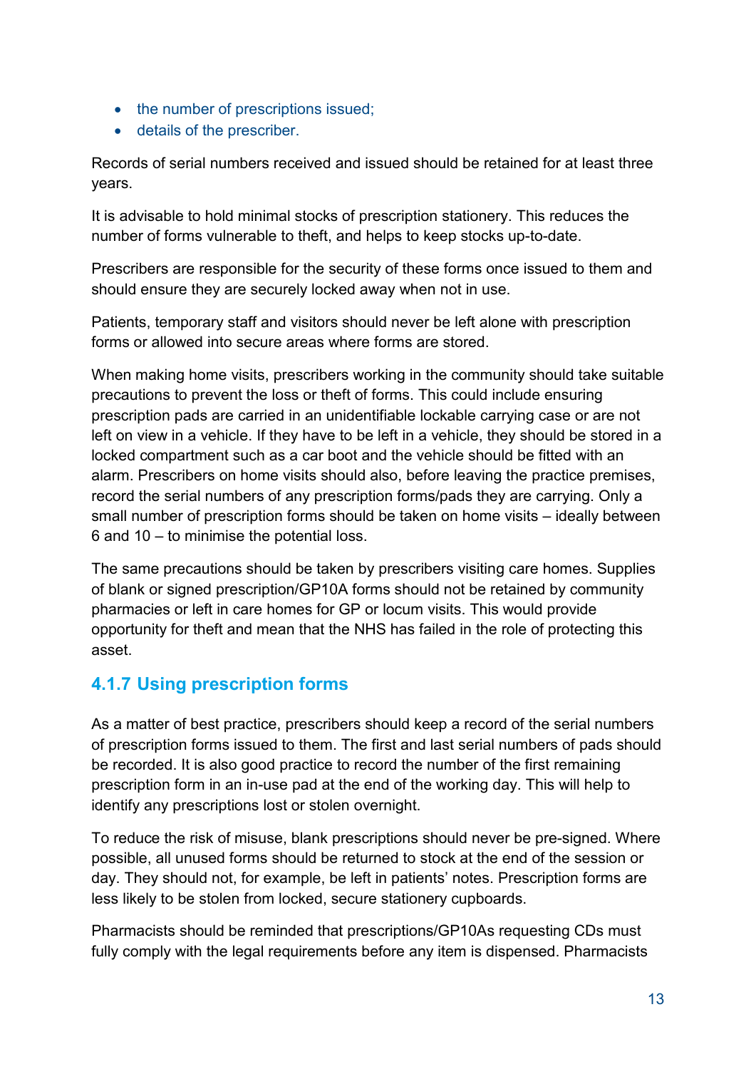- the number of prescriptions issued;
- details of the prescriber.

Records of serial numbers received and issued should be retained for at least three years.

It is advisable to hold minimal stocks of prescription stationery. This reduces the number of forms vulnerable to theft, and helps to keep stocks up-to-date.

Prescribers are responsible for the security of these forms once issued to them and should ensure they are securely locked away when not in use.

Patients, temporary staff and visitors should never be left alone with prescription forms or allowed into secure areas where forms are stored.

When making home visits, prescribers working in the community should take suitable precautions to prevent the loss or theft of forms. This could include ensuring prescription pads are carried in an unidentifiable lockable carrying case or are not left on view in a vehicle. If they have to be left in a vehicle, they should be stored in a locked compartment such as a car boot and the vehicle should be fitted with an alarm. Prescribers on home visits should also, before leaving the practice premises, record the serial numbers of any prescription forms/pads they are carrying. Only a small number of prescription forms should be taken on home visits – ideally between 6 and 10 – to minimise the potential loss.

The same precautions should be taken by prescribers visiting care homes. Supplies of blank or signed prescription/GP10A forms should not be retained by community pharmacies or left in care homes for GP or locum visits. This would provide opportunity for theft and mean that the NHS has failed in the role of protecting this asset.

### 4.1.7 Using prescription forms

As a matter of best practice, prescribers should keep a record of the serial numbers of prescription forms issued to them. The first and last serial numbers of pads should be recorded. It is also good practice to record the number of the first remaining prescription form in an in-use pad at the end of the working day. This will help to identify any prescriptions lost or stolen overnight.

To reduce the risk of misuse, blank prescriptions should never be pre-signed. Where possible, all unused forms should be returned to stock at the end of the session or day. They should not, for example, be left in patients' notes. Prescription forms are less likely to be stolen from locked, secure stationery cupboards.

Pharmacists should be reminded that prescriptions/GP10As requesting CDs must fully comply with the legal requirements before any item is dispensed. Pharmacists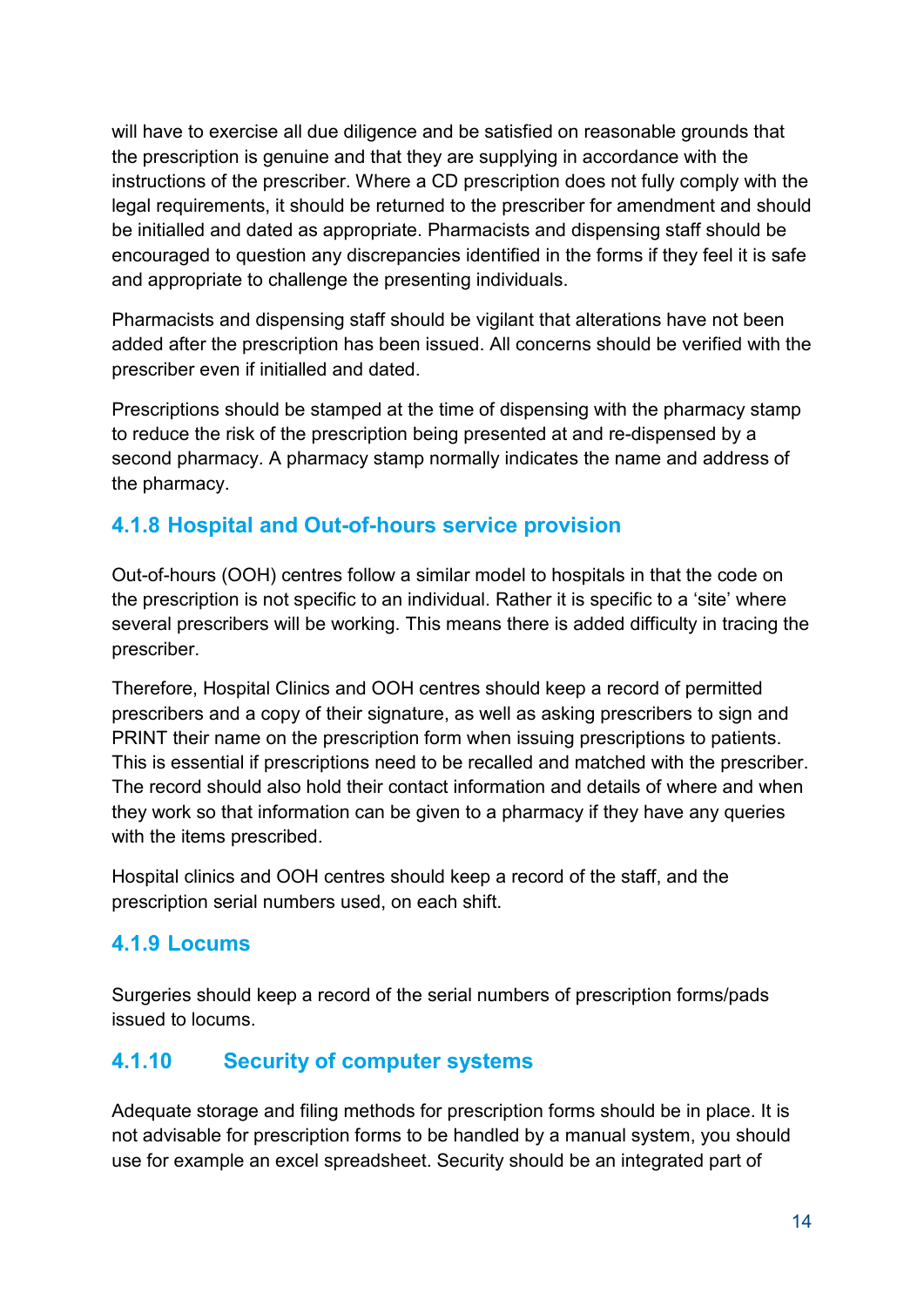will have to exercise all due diligence and be satisfied on reasonable grounds that the prescription is genuine and that they are supplying in accordance with the instructions of the prescriber. Where a CD prescription does not fully comply with the legal requirements, it should be returned to the prescriber for amendment and should be initialled and dated as appropriate. Pharmacists and dispensing staff should be encouraged to question any discrepancies identified in the forms if they feel it is safe and appropriate to challenge the presenting individuals.

Pharmacists and dispensing staff should be vigilant that alterations have not been added after the prescription has been issued. All concerns should be verified with the prescriber even if initialled and dated.

Prescriptions should be stamped at the time of dispensing with the pharmacy stamp to reduce the risk of the prescription being presented at and re-dispensed by a second pharmacy. A pharmacy stamp normally indicates the name and address of the pharmacy.

### 4.1.8 Hospital and Out-of-hours service provision

Out-of-hours (OOH) centres follow a similar model to hospitals in that the code on the prescription is not specific to an individual. Rather it is specific to a 'site' where several prescribers will be working. This means there is added difficulty in tracing the prescriber.

Therefore, Hospital Clinics and OOH centres should keep a record of permitted prescribers and a copy of their signature, as well as asking prescribers to sign and PRINT their name on the prescription form when issuing prescriptions to patients. This is essential if prescriptions need to be recalled and matched with the prescriber. The record should also hold their contact information and details of where and when they work so that information can be given to a pharmacy if they have any queries with the items prescribed.

Hospital clinics and OOH centres should keep a record of the staff, and the prescription serial numbers used, on each shift.

### 4.1.9 Locums

Surgeries should keep a record of the serial numbers of prescription forms/pads issued to locums.

### 4.1.10 Security of computer systems

Adequate storage and filing methods for prescription forms should be in place. It is not advisable for prescription forms to be handled by a manual system, you should use for example an excel spreadsheet. Security should be an integrated part of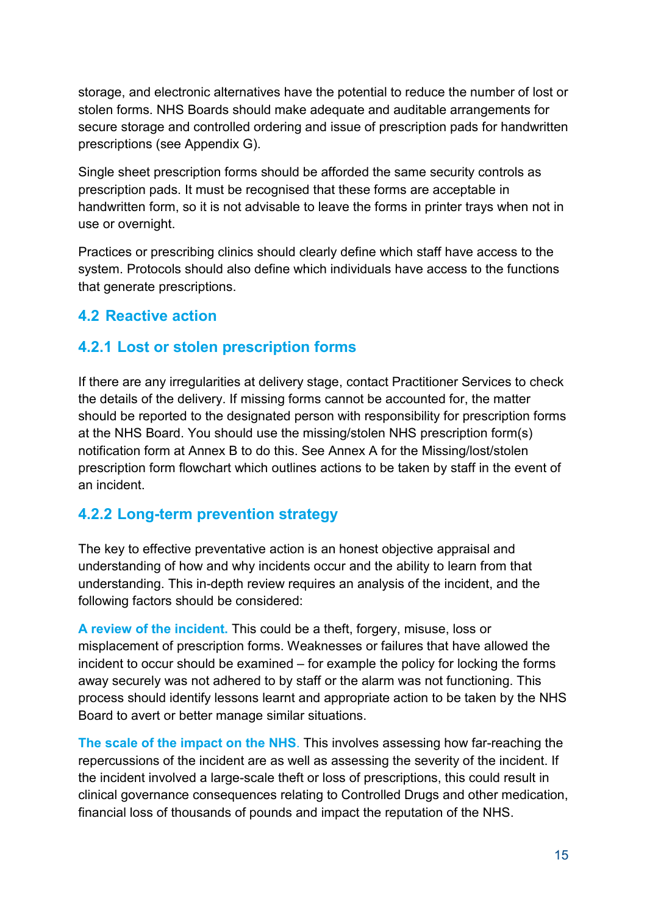storage, and electronic alternatives have the potential to reduce the number of lost or stolen forms. NHS Boards should make adequate and auditable arrangements for secure storage and controlled ordering and issue of prescription pads for handwritten prescriptions (see Appendix G).

Single sheet prescription forms should be afforded the same security controls as prescription pads. It must be recognised that these forms are acceptable in handwritten form, so it is not advisable to leave the forms in printer trays when not in use or overnight.

Practices or prescribing clinics should clearly define which staff have access to the system. Protocols should also define which individuals have access to the functions that generate prescriptions.

## 4.2 Reactive action

### 4.2.1 Lost or stolen prescription forms

If there are any irregularities at delivery stage, contact Practitioner Services to check the details of the delivery. If missing forms cannot be accounted for, the matter should be reported to the designated person with responsibility for prescription forms at the NHS Board. You should use the missing/stolen NHS prescription form(s) notification form at Annex B to do this. See Annex A for the Missing/lost/stolen prescription form flowchart which outlines actions to be taken by staff in the event of an incident.

### 4.2.2 Long-term prevention strategy

The key to effective preventative action is an honest objective appraisal and understanding of how and why incidents occur and the ability to learn from that understanding. This in-depth review requires an analysis of the incident, and the following factors should be considered:

**A review of the incident.** This could be a theft, forgery, misuse, loss or misplacement of prescription forms. Weaknesses or failures that have allowed the incident to occur should be examined – for example the policy for locking the forms away securely was not adhered to by staff or the alarm was not functioning. This process should identify lessons learnt and appropriate action to be taken by the NHS Board to avert or better manage similar situations.

**The scale of the impact on the NHS**. This involves assessing how far-reaching the repercussions of the incident are as well as assessing the severity of the incident. If the incident involved a large-scale theft or loss of prescriptions, this could result in clinical governance consequences relating to Controlled Drugs and other medication, financial loss of thousands of pounds and impact the reputation of the NHS.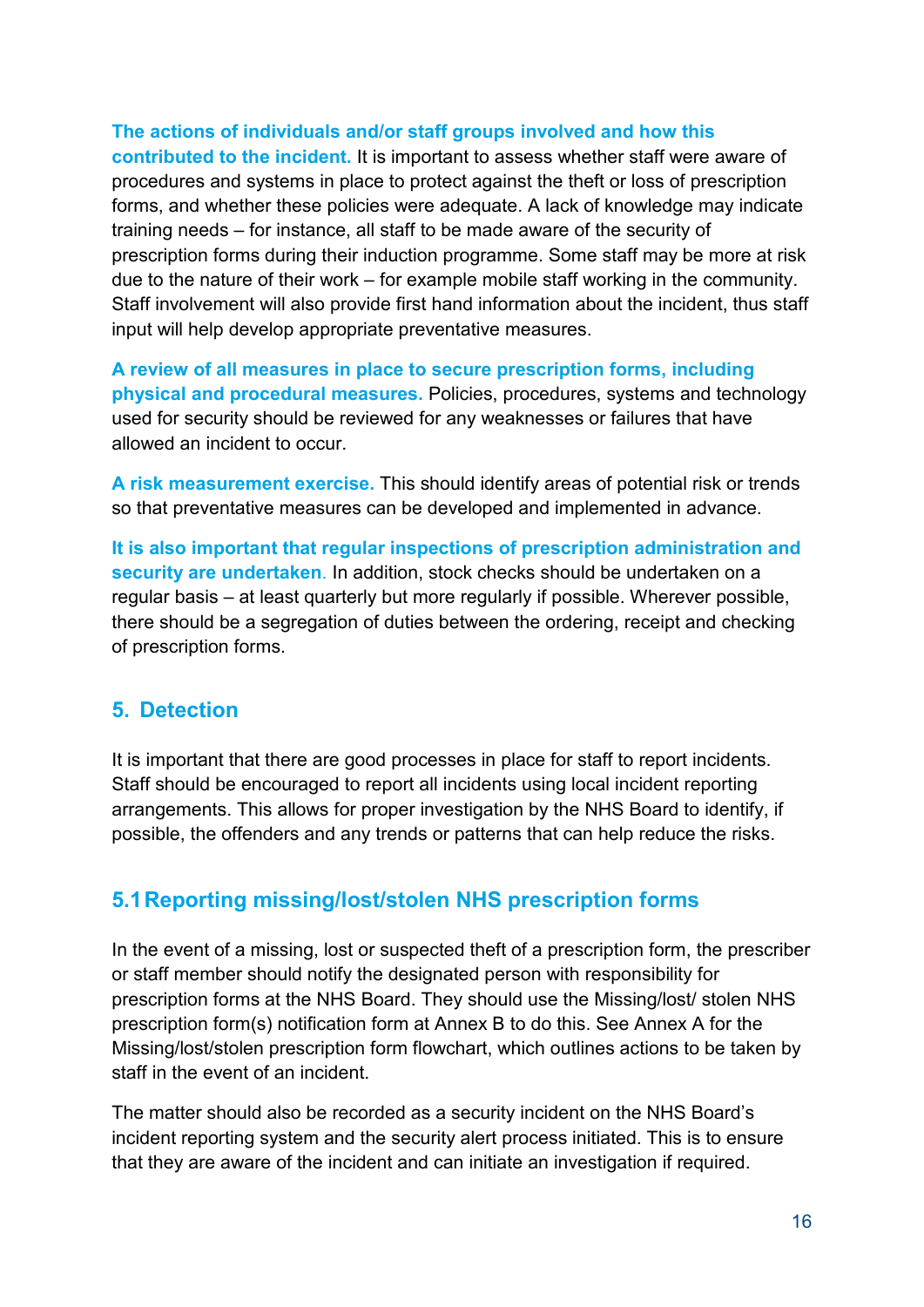**The actions of individuals and/or staff groups involved and how this contributed to the incident.** It is important to assess whether staff were aware of procedures and systems in place to protect against the theft or loss of prescription forms, and whether these policies were adequate. A lack of knowledge may indicate training needs – for instance, all staff to be made aware of the security of prescription forms during their induction programme. Some staff may be more at risk due to the nature of their work – for example mobile staff working in the community. Staff involvement will also provide first hand information about the incident, thus staff input will help develop appropriate preventative measures.

**A review of all measures in place to secure prescription forms, including physical and procedural measures.** Policies, procedures, systems and technology used for security should be reviewed for any weaknesses or failures that have allowed an incident to occur.

**A risk measurement exercise.** This should identify areas of potential risk or trends so that preventative measures can be developed and implemented in advance.

**It is also important that regular inspections of prescription administration and security are undertaken**. In addition, stock checks should be undertaken on a regular basis – at least quarterly but more regularly if possible. Wherever possible, there should be a segregation of duties between the ordering, receipt and checking of prescription forms.

## 5. Detection

It is important that there are good processes in place for staff to report incidents. Staff should be encouraged to report all incidents using local incident reporting arrangements. This allows for proper investigation by the NHS Board to identify, if possible, the offenders and any trends or patterns that can help reduce the risks.

### 5.1 Reporting missing/lost/stolen NHS prescription forms

In the event of a missing, lost or suspected theft of a prescription form, the prescriber or staff member should notify the designated person with responsibility for prescription forms at the NHS Board. They should use the Missing/lost/ stolen NHS prescription form(s) notification form at Annex B to do this. See Annex A for the Missing/lost/stolen prescription form flowchart, which outlines actions to be taken by staff in the event of an incident.

The matter should also be recorded as a security incident on the NHS Board's incident reporting system and the security alert process initiated. This is to ensure that they are aware of the incident and can initiate an investigation if required.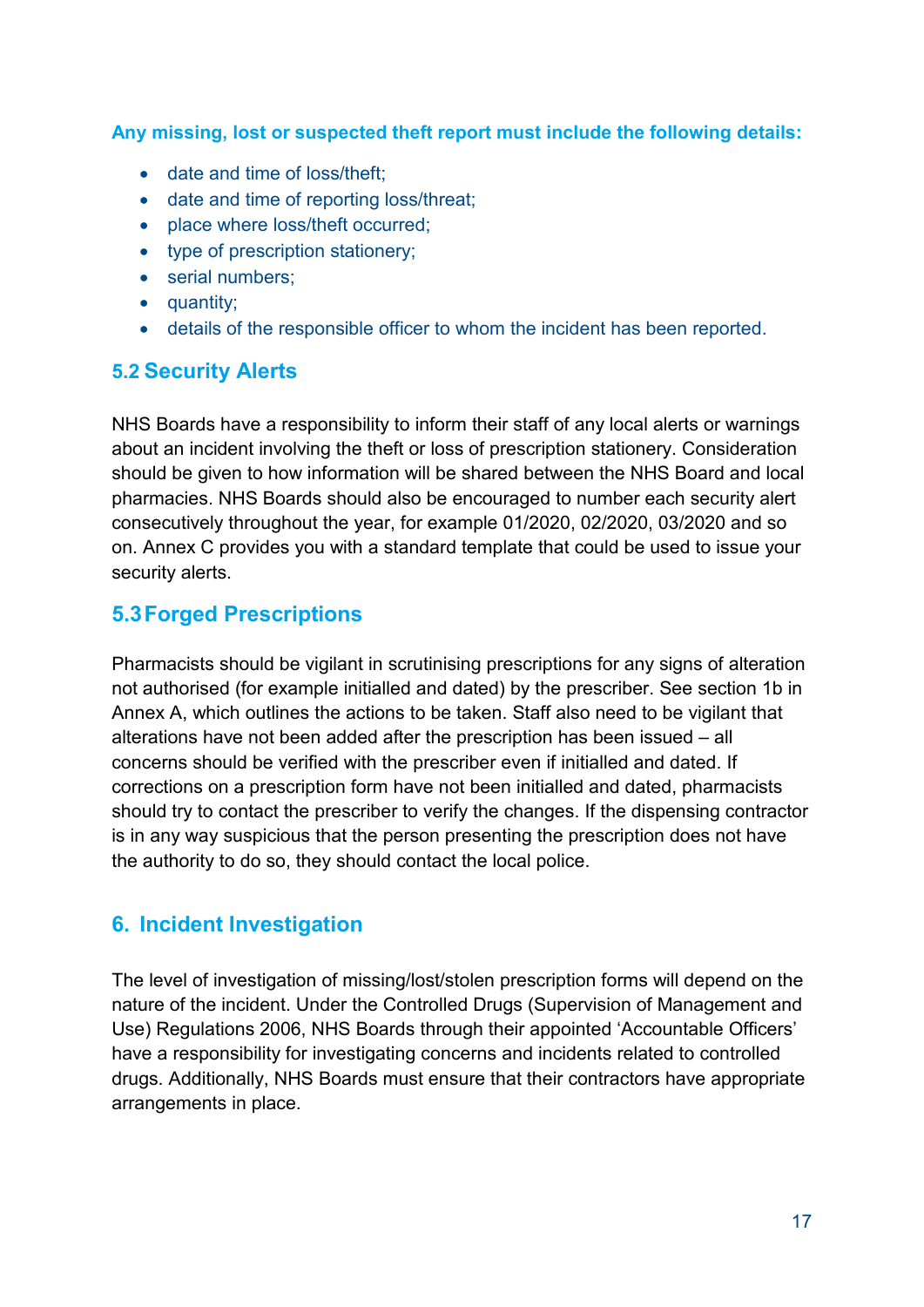**Any missing, lost or suspected theft report must include the following details:**

- date and time of loss/theft;
- date and time of reporting loss/threat;
- place where loss/theft occurred;
- type of prescription stationery;
- serial numbers;
- quantity;
- details of the responsible officer to whom the incident has been reported.

### 5.2 Security Alerts

NHS Boards have a responsibility to inform their staff of any local alerts or warnings about an incident involving the theft or loss of prescription stationery. Consideration should be given to how information will be shared between the NHS Board and local pharmacies. NHS Boards should also be encouraged to number each security alert consecutively throughout the year, for example 01/2020, 02/2020, 03/2020 and so on. Annex C provides you with a standard template that could be used to issue your security alerts.

### 5.3 Forged Prescriptions

Pharmacists should be vigilant in scrutinising prescriptions for any signs of alteration not authorised (for example initialled and dated) by the prescriber. See section 1b in Annex A, which outlines the actions to be taken. Staff also need to be vigilant that alterations have not been added after the prescription has been issued – all concerns should be verified with the prescriber even if initialled and dated. If corrections on a prescription form have not been initialled and dated, pharmacists should try to contact the prescriber to verify the changes. If the dispensing contractor is in any way suspicious that the person presenting the prescription does not have the authority to do so, they should contact the local police.

## 6. Incident Investigation

The level of investigation of missing/lost/stolen prescription forms will depend on the nature of the incident. Under the Controlled Drugs (Supervision of Management and Use) Regulations 2006, NHS Boards through their appointed 'Accountable Officers' have a responsibility for investigating concerns and incidents related to controlled drugs. Additionally, NHS Boards must ensure that their contractors have appropriate arrangements in place.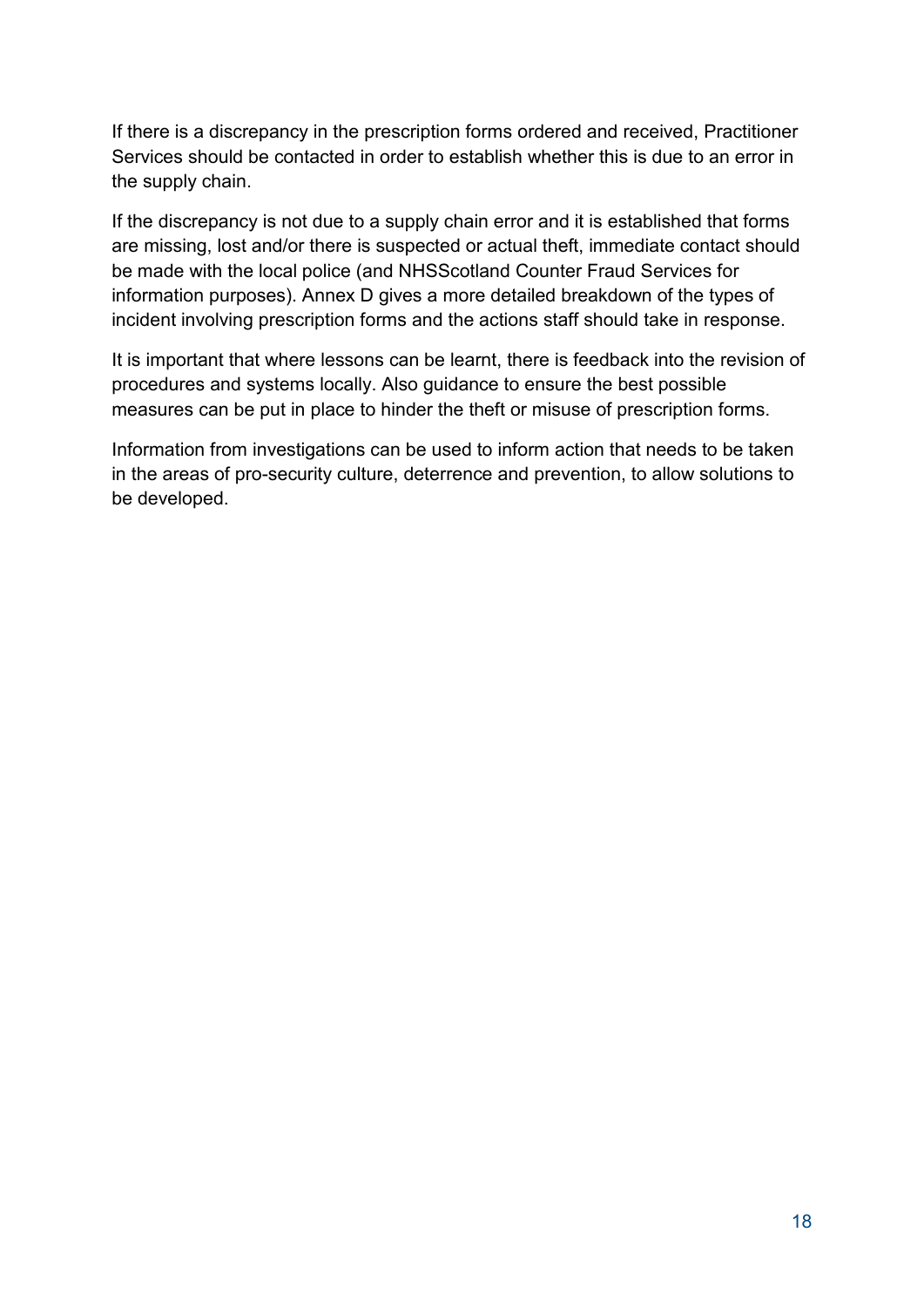If there is a discrepancy in the prescription forms ordered and received, Practitioner Services should be contacted in order to establish whether this is due to an error in the supply chain.

If the discrepancy is not due to a supply chain error and it is established that forms are missing, lost and/or there is suspected or actual theft, immediate contact should be made with the local police (and NHSScotland Counter Fraud Services for information purposes). Annex D gives a more detailed breakdown of the types of incident involving prescription forms and the actions staff should take in response.

It is important that where lessons can be learnt, there is feedback into the revision of procedures and systems locally. Also guidance to ensure the best possible measures can be put in place to hinder the theft or misuse of prescription forms.

Information from investigations can be used to inform action that needs to be taken in the areas of pro-security culture, deterrence and prevention, to allow solutions to be developed.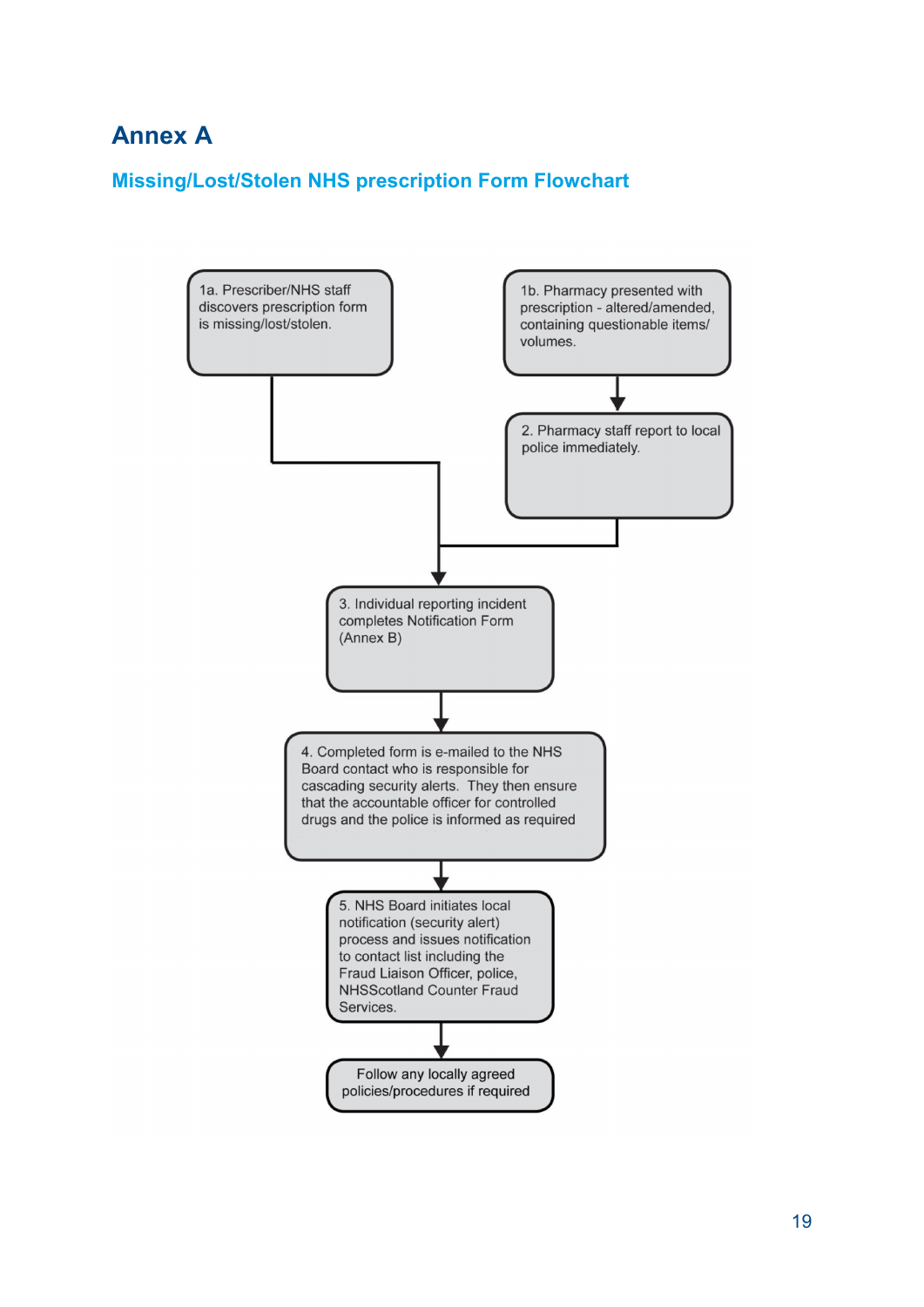# Annex A

## Missing/Lost/Stolen NHS prescription Form Flowchart

1a. Prescriber/NHS staff discovers prescription form is missing/lost/stolen.

1b. Pharmacy presented with prescription - altered/amended, containing questionable items/ volumes.

2. Pharmacy staff report to local police immediately.

3. Individual reporting incident completes Notification Form (Annex B)

4. Completed form is e-mailed to the NHS Board contact who is responsible for cascading security alerts. They then ensure that the accountable officer for controlled drugs and the police is informed as required

5. NHS Board initiates local notification (security alert) process and issues notification to contact list including the Fraud Liaison Officer, police, NHSScotland Counter Fraud Services.

Follow any locally agreed policies/procedures if required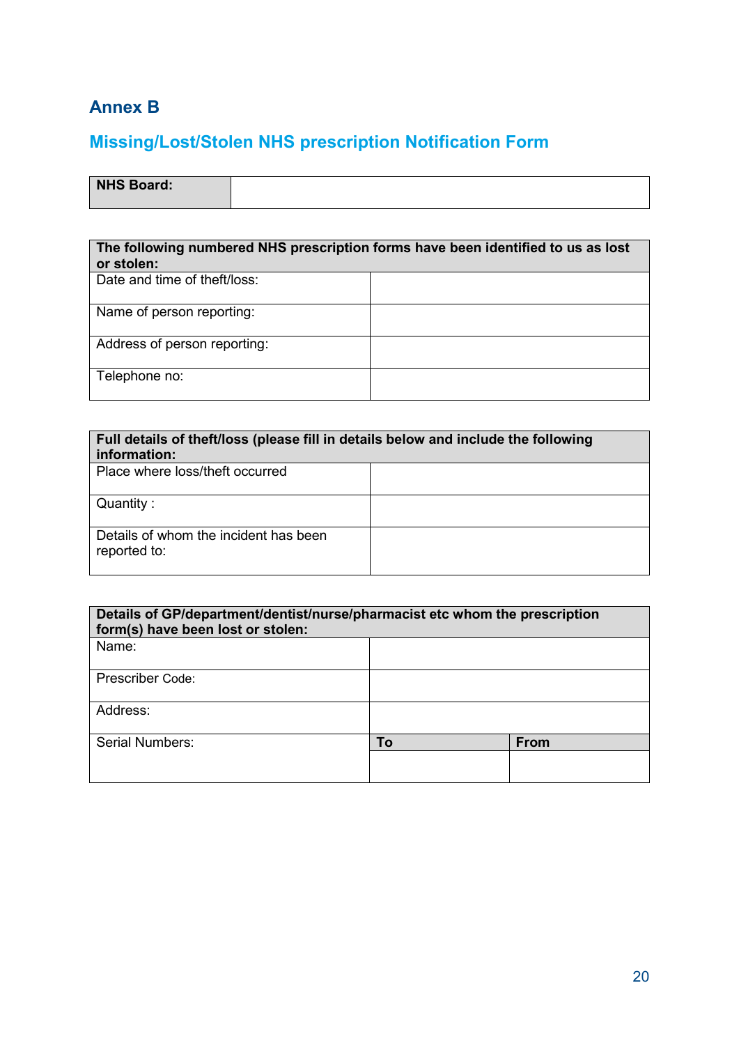## Annex B

## Missing/Lost/Stolen NHS prescription Notification Form

| NHS Board: | |
|---|---|

| The following numbered NHS prescription forms have been identified to us as lost or stolen: | |
|---|---|
| Date and time of theft/loss: | |
| Name of person reporting: | |
| Address of person reporting: | |
| Telephone no: | |

| Full details of theft/loss (please fill in details below and include the following information: | |
|---|---|
| Place where loss/theft occurred | |
| Quantity : | |
| Details of whom the incident has been reported to: | |

| Details of GP/department/dentist/nurse/pharmacist etc whom the prescription form(s) have been lost or stolen: | | |
|---|---|---|
| Name: | | |
| Prescriber Code: | | |
| Address: | | |
| Serial Numbers: | **To** | **From** |
| | | |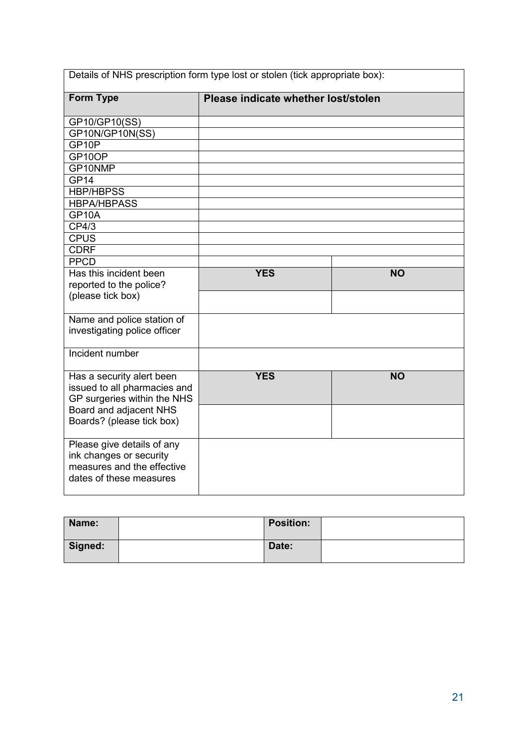| Details of NHS prescription form type lost or stolen (tick appropriate box): | | |
|---|---|---|
| **Form Type** | **Please indicate whether lost/stolen** | |
| GP10/GP10(SS) | | |
| GP10N/GP10N(SS) | | |
| GP10P | | |
| GP10OP | | |
| GP10NMP | | |
| GP14 | | |
| HBP/HBPSS | | |
| HBPA/HBPASS | | |
| GP10A | | |
| CP4/3 | | |
| CPUS | | |
| CDRF | | |
| PPCD | | |
| Has this incident been reported to the police? (please tick box) | **YES** | **NO** |
| | | |
| Name and police station of investigating police officer | | |
| Incident number | | |
| Has a security alert been issued to all pharmacies and GP surgeries within the NHS Board and adjacent NHS Boards? (please tick box) | **YES** | **NO** |
| | | |
| Please give details of any ink changes or security measures and the effective dates of these measures | | |

| **Name:** | | **Position:** | |
|---|---|---|---|
| **Signed:** | | **Date:** | |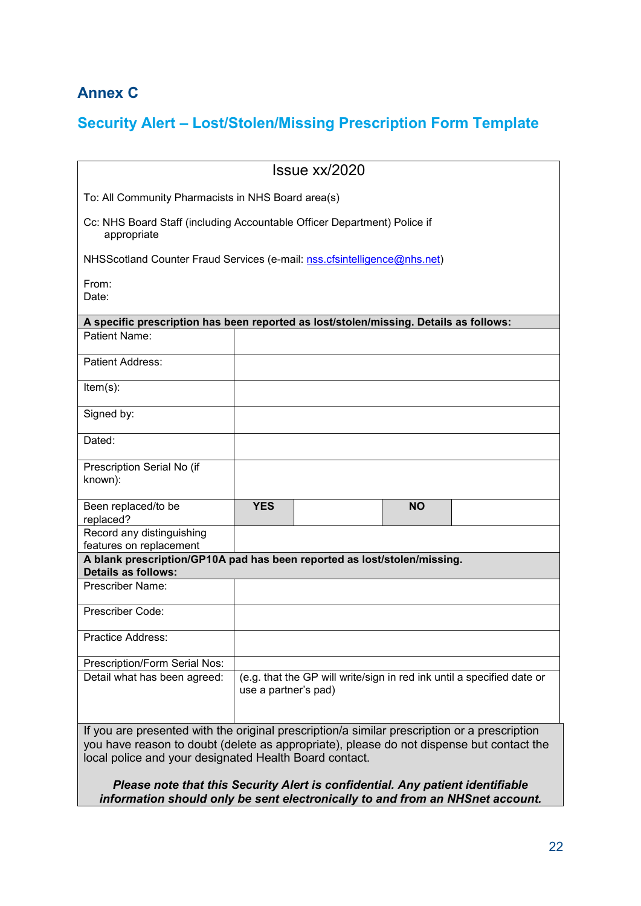## Annex C

## Security Alert – Lost/Stolen/Missing Prescription Form Template

Issue xx/2020

To: All Community Pharmacists in NHS Board area(s)

Cc: NHS Board Staff (including Accountable Officer Department) Police if appropriate

NHSScotland Counter Fraud Services (e-mail: nss.cfsintelligence@nhs.net)

From:
Date:

| **A specific prescription has been reported as lost/stolen/missing. Details as follows:** | | | | |
|---|---|---|---|---|
| Patient Name: | | | | |
| Patient Address: | | | | |
| Item(s): | | | | |
| Signed by: | | | | |
| Dated: | | | | |
| Prescription Serial No (if known): | | | | |
| Been replaced/to be replaced? | **YES** | | **NO** | |
| Record any distinguishing features on replacement | | | | |
| **A blank prescription/GP10A pad has been reported as lost/stolen/missing. Details as follows:** | | | | |
| Prescriber Name: | | | | |
| Prescriber Code: | | | | |
| Practice Address: | | | | |
| Prescription/Form Serial Nos: | | | | |
| Detail what has been agreed: | (e.g. that the GP will write/sign in red ink until a specified date or use a partner's pad) | | | |

If you are presented with the original prescription/a similar prescription or a prescription you have reason to doubt (delete as appropriate), please do not dispense but contact the local police and your designated Health Board contact.

***Please note that this Security Alert is confidential. Any patient identifiable information should only be sent electronically to and from an NHSnet account.***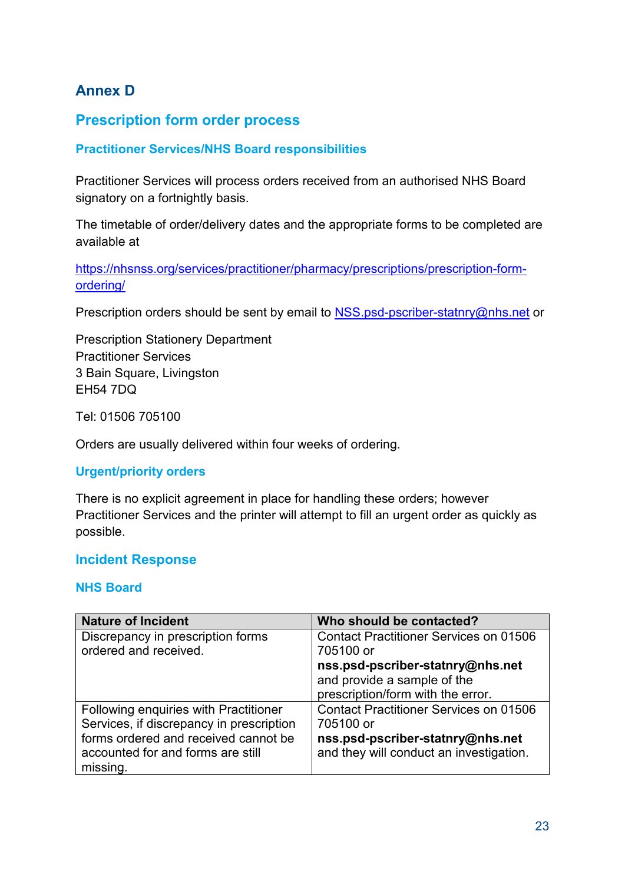# Annex D

## Prescription form order process

### Practitioner Services/NHS Board responsibilities

Practitioner Services will process orders received from an authorised NHS Board signatory on a fortnightly basis.

The timetable of order/delivery dates and the appropriate forms to be completed are available at

[https://nhsnss.org/services/practitioner/pharmacy/prescriptions/prescription-form-ordering/](https://nhsnss.org/services/practitioner/pharmacy/prescriptions/prescription-form-ordering/)

Prescription orders should be sent by email to [NSS.psd-pscriber-statnry@nhs.net](mailto:NSS.psd-pscriber-statnry@nhs.net) or

Prescription Stationery Department
Practitioner Services
3 Bain Square, Livingston
EH54 7DQ

Tel: 01506 705100

Orders are usually delivered within four weeks of ordering.

### Urgent/priority orders

There is no explicit agreement in place for handling these orders; however Practitioner Services and the printer will attempt to fill an urgent order as quickly as possible.

## Incident Response

### NHS Board

| Nature of Incident | Who should be contacted? |
|---|---|
| Discrepancy in prescription forms ordered and received. | Contact Practitioner Services on 01506 705100 or **nss.psd-pscriber-statnry@nhs.net** and provide a sample of the prescription/form with the error. |
| Following enquiries with Practitioner Services, if discrepancy in prescription forms ordered and received cannot be accounted for and forms are still missing. | Contact Practitioner Services on 01506 705100 or **nss.psd-pscriber-statnry@nhs.net** and they will conduct an investigation. |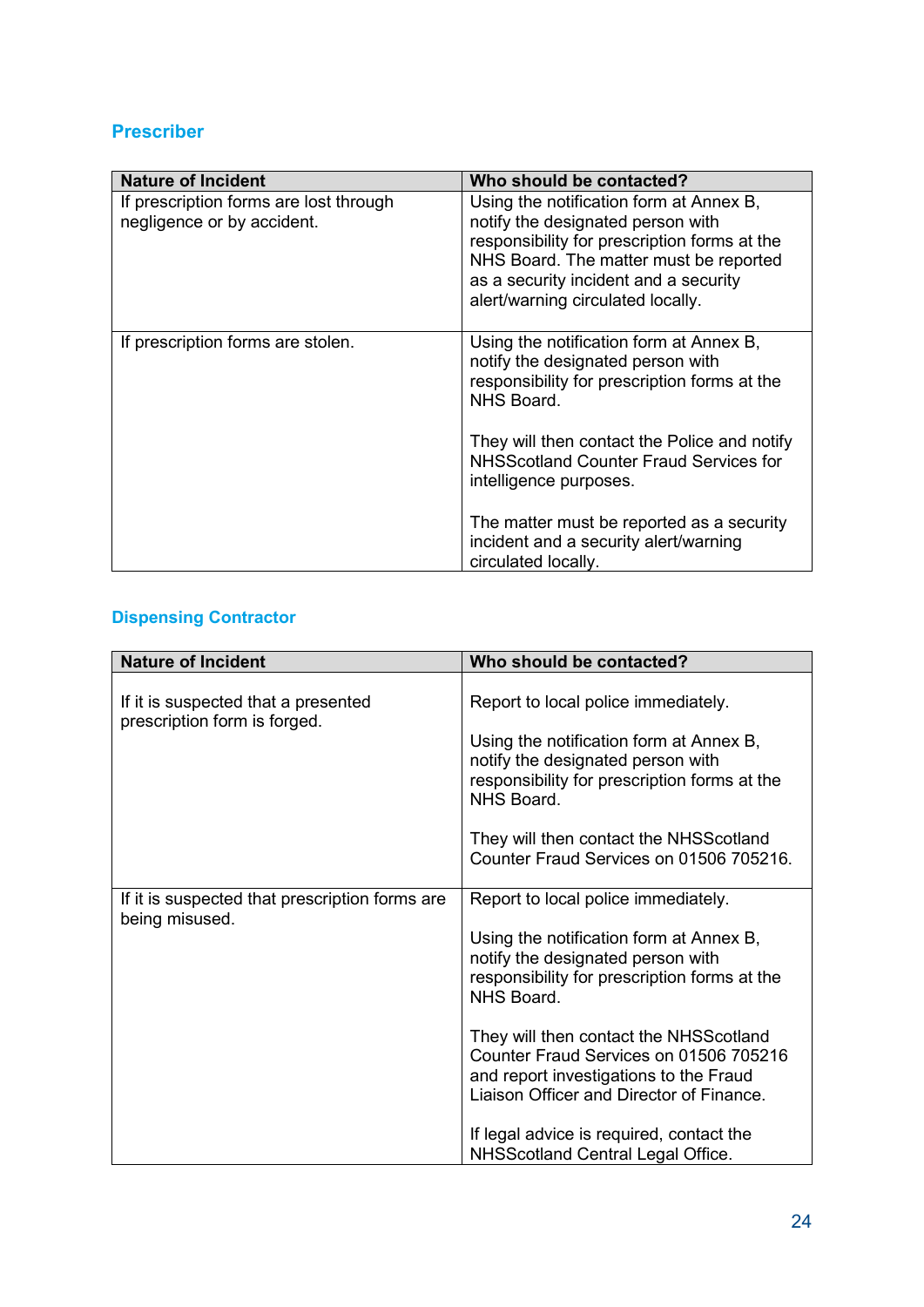## Prescriber

| Nature of Incident | Who should be contacted? |
| --- | --- |
| If prescription forms are lost through negligence or by accident. | Using the notification form at Annex B, notify the designated person with responsibility for prescription forms at the NHS Board. The matter must be reported as a security incident and a security alert/warning circulated locally. |
| If prescription forms are stolen. | Using the notification form at Annex B, notify the designated person with responsibility for prescription forms at the NHS Board.<br><br>They will then contact the Police and notify NHSScotland Counter Fraud Services for intelligence purposes.<br><br>The matter must be reported as a security incident and a security alert/warning circulated locally. |

## Dispensing Contractor

| Nature of Incident | Who should be contacted? |
| --- | --- |
| If it is suspected that a presented prescription form is forged. | Report to local police immediately.<br><br>Using the notification form at Annex B, notify the designated person with responsibility for prescription forms at the NHS Board.<br><br>They will then contact the NHSScotland Counter Fraud Services on 01506 705216. |
| If it is suspected that prescription forms are being misused. | Report to local police immediately.<br><br>Using the notification form at Annex B, notify the designated person with responsibility for prescription forms at the NHS Board.<br><br>They will then contact the NHSScotland Counter Fraud Services on 01506 705216 and report investigations to the Fraud Liaison Officer and Director of Finance.<br><br>If legal advice is required, contact the NHSScotland Central Legal Office. |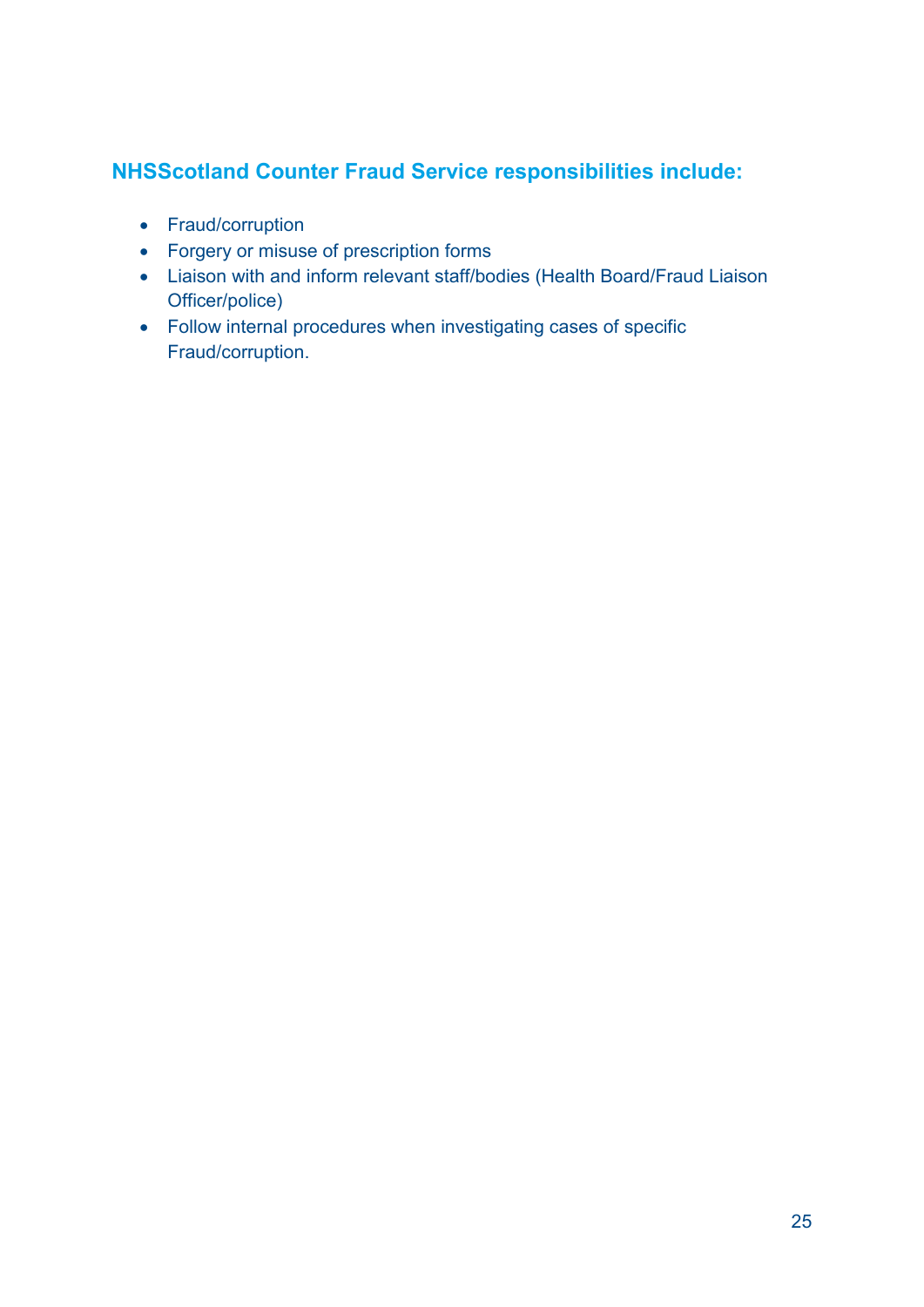### NHSScotland Counter Fraud Service responsibilities include:

- Fraud/corruption
- Forgery or misuse of prescription forms
- Liaison with and inform relevant staff/bodies (Health Board/Fraud Liaison Officer/police)
- Follow internal procedures when investigating cases of specific Fraud/corruption.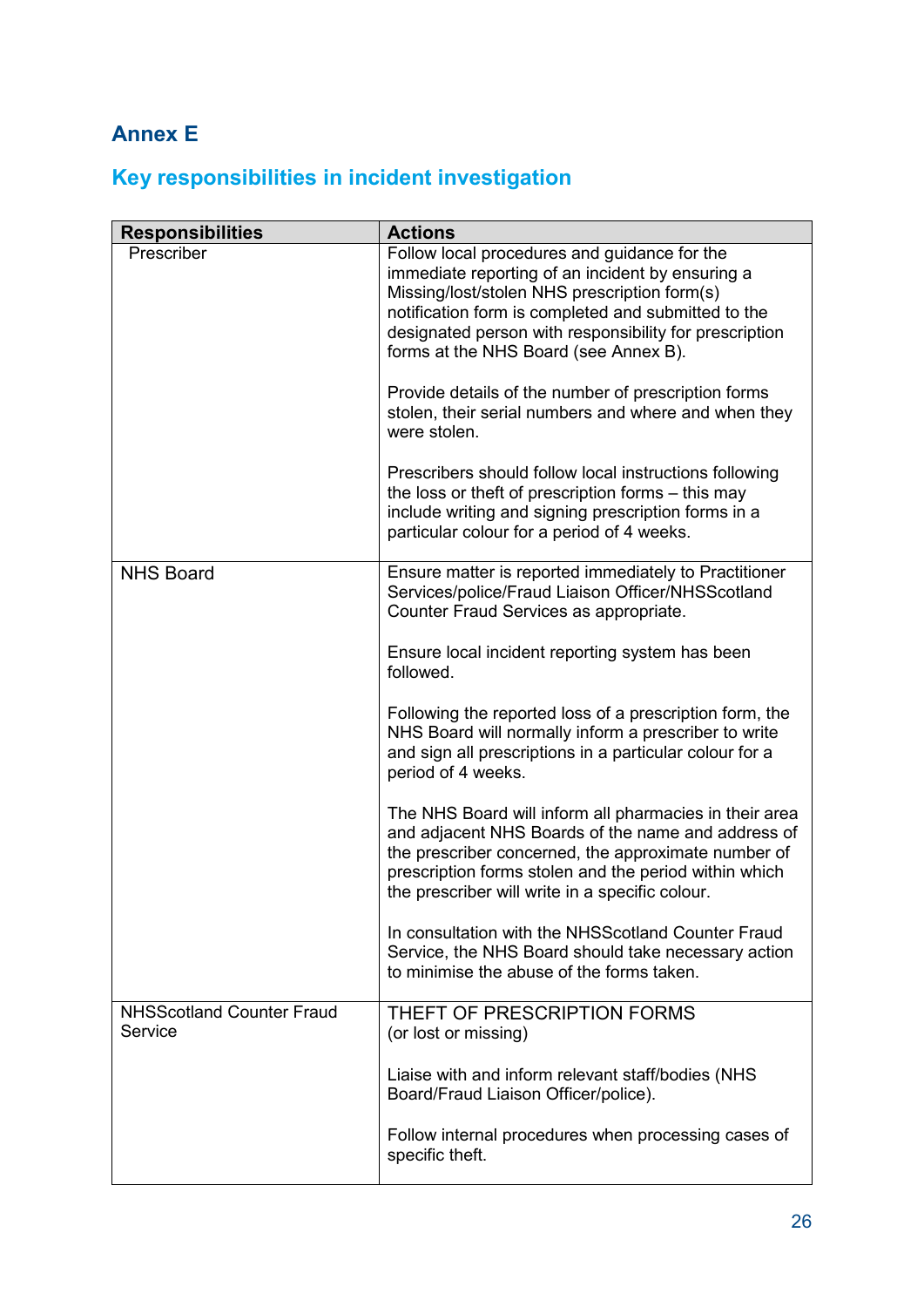## Annex E

### Key responsibilities in incident investigation

| Responsibilities | Actions |
|---|---|
| Prescriber | Follow local procedures and guidance for the immediate reporting of an incident by ensuring a Missing/lost/stolen NHS prescription form(s) notification form is completed and submitted to the designated person with responsibility for prescription forms at the NHS Board (see Annex B).<br><br>Provide details of the number of prescription forms stolen, their serial numbers and where and when they were stolen.<br><br>Prescribers should follow local instructions following the loss or theft of prescription forms – this may include writing and signing prescription forms in a particular colour for a period of 4 weeks. |
| NHS Board | Ensure matter is reported immediately to Practitioner Services/police/Fraud Liaison Officer/NHSScotland Counter Fraud Services as appropriate.<br><br>Ensure local incident reporting system has been followed.<br><br>Following the reported loss of a prescription form, the NHS Board will normally inform a prescriber to write and sign all prescriptions in a particular colour for a period of 4 weeks.<br><br>The NHS Board will inform all pharmacies in their area and adjacent NHS Boards of the name and address of the prescriber concerned, the approximate number of prescription forms stolen and the period within which the prescriber will write in a specific colour.<br><br>In consultation with the NHSScotland Counter Fraud Service, the NHS Board should take necessary action to minimise the abuse of the forms taken. |
| NHSScotland Counter Fraud Service | THEFT OF PRESCRIPTION FORMS<br>(or lost or missing)<br><br>Liaise with and inform relevant staff/bodies (NHS Board/Fraud Liaison Officer/police).<br><br>Follow internal procedures when processing cases of specific theft. |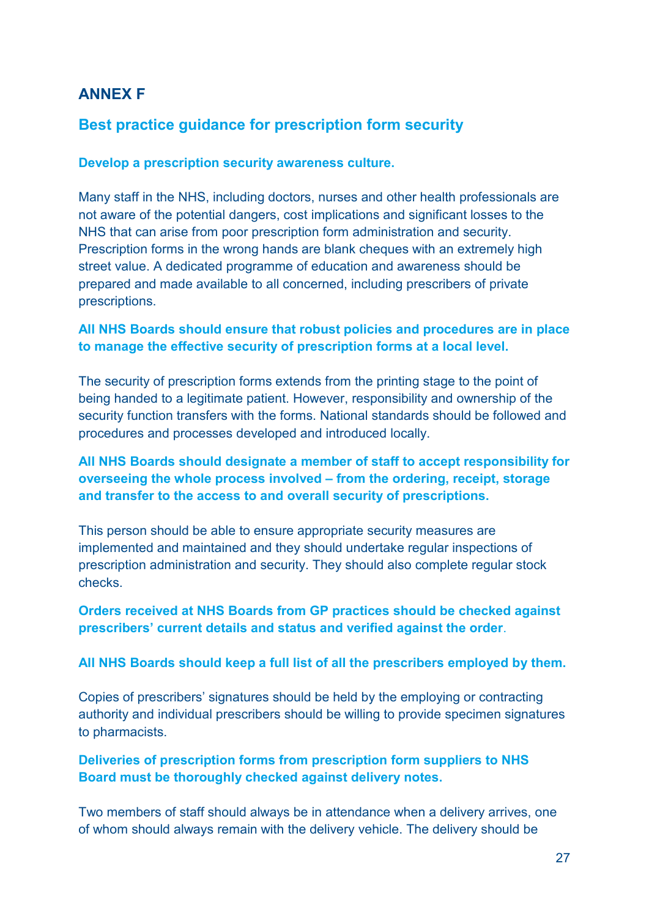## ANNEX F

### Best practice guidance for prescription form security

**Develop a prescription security awareness culture.**

Many staff in the NHS, including doctors, nurses and other health professionals are not aware of the potential dangers, cost implications and significant losses to the NHS that can arise from poor prescription form administration and security. Prescription forms in the wrong hands are blank cheques with an extremely high street value. A dedicated programme of education and awareness should be prepared and made available to all concerned, including prescribers of private prescriptions.

**All NHS Boards should ensure that robust policies and procedures are in place to manage the effective security of prescription forms at a local level.**

The security of prescription forms extends from the printing stage to the point of being handed to a legitimate patient. However, responsibility and ownership of the security function transfers with the forms. National standards should be followed and procedures and processes developed and introduced locally.

**All NHS Boards should designate a member of staff to accept responsibility for overseeing the whole process involved – from the ordering, receipt, storage and transfer to the access to and overall security of prescriptions.**

This person should be able to ensure appropriate security measures are implemented and maintained and they should undertake regular inspections of prescription administration and security. They should also complete regular stock checks.

**Orders received at NHS Boards from GP practices should be checked against prescribers' current details and status and verified against the order**.

**All NHS Boards should keep a full list of all the prescribers employed by them.**

Copies of prescribers' signatures should be held by the employing or contracting authority and individual prescribers should be willing to provide specimen signatures to pharmacists.

**Deliveries of prescription forms from prescription form suppliers to NHS Board must be thoroughly checked against delivery notes.**

Two members of staff should always be in attendance when a delivery arrives, one of whom should always remain with the delivery vehicle. The delivery should be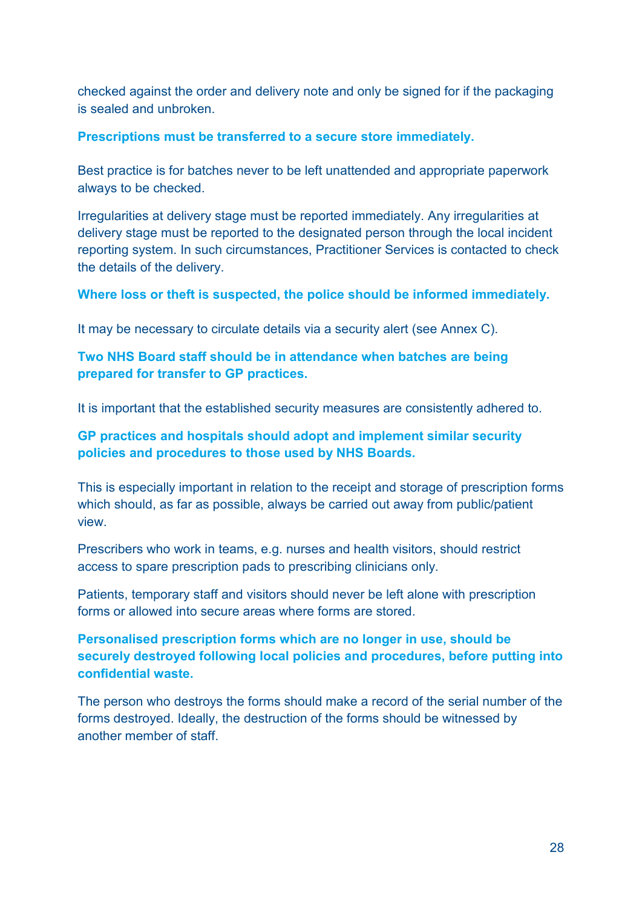checked against the order and delivery note and only be signed for if the packaging is sealed and unbroken.

**Prescriptions must be transferred to a secure store immediately.**

Best practice is for batches never to be left unattended and appropriate paperwork always to be checked.

Irregularities at delivery stage must be reported immediately. Any irregularities at delivery stage must be reported to the designated person through the local incident reporting system. In such circumstances, Practitioner Services is contacted to check the details of the delivery.

**Where loss or theft is suspected, the police should be informed immediately.**

It may be necessary to circulate details via a security alert (see Annex C).

**Two NHS Board staff should be in attendance when batches are being prepared for transfer to GP practices.**

It is important that the established security measures are consistently adhered to.

**GP practices and hospitals should adopt and implement similar security policies and procedures to those used by NHS Boards.**

This is especially important in relation to the receipt and storage of prescription forms which should, as far as possible, always be carried out away from public/patient view.

Prescribers who work in teams, e.g. nurses and health visitors, should restrict access to spare prescription pads to prescribing clinicians only.

Patients, temporary staff and visitors should never be left alone with prescription forms or allowed into secure areas where forms are stored.

**Personalised prescription forms which are no longer in use, should be securely destroyed following local policies and procedures, before putting into confidential waste.**

The person who destroys the forms should make a record of the serial number of the forms destroyed. Ideally, the destruction of the forms should be witnessed by another member of staff.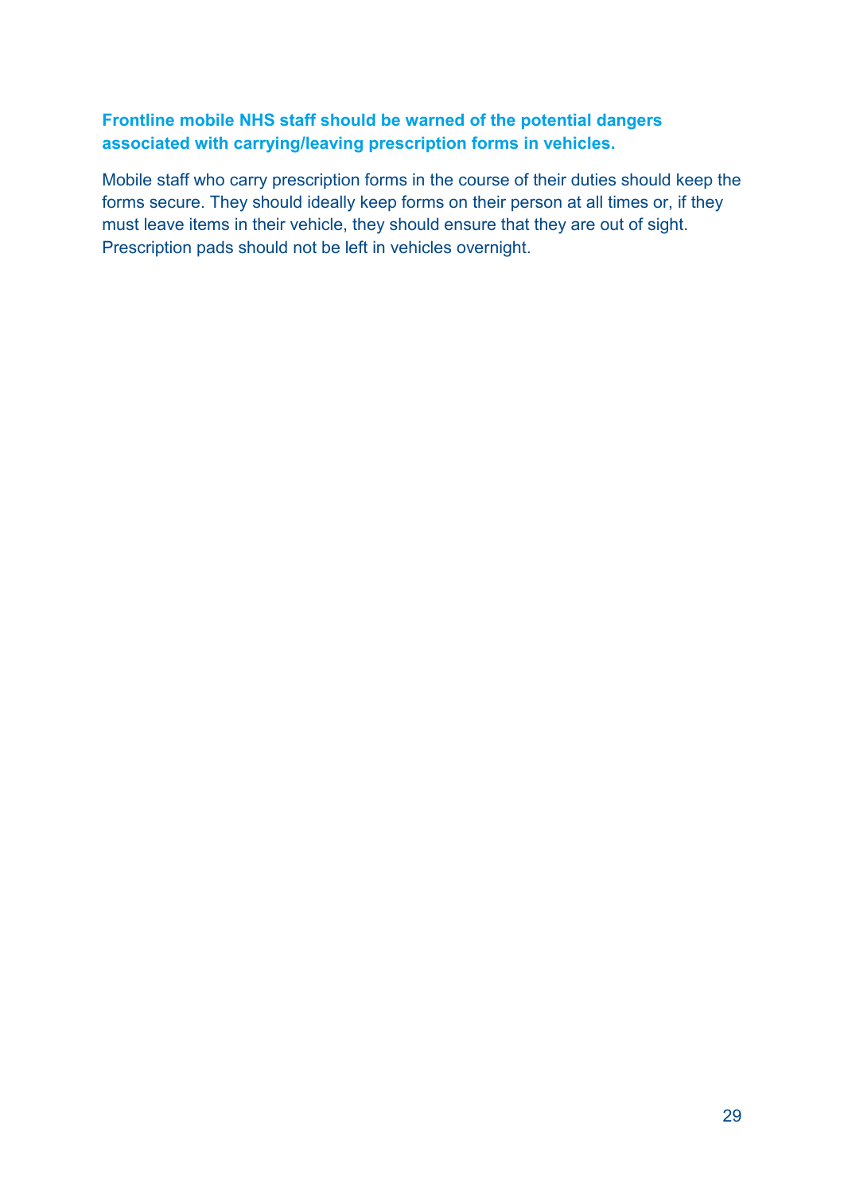**Frontline mobile NHS staff should be warned of the potential dangers associated with carrying/leaving prescription forms in vehicles.**

Mobile staff who carry prescription forms in the course of their duties should keep the forms secure. They should ideally keep forms on their person at all times or, if they must leave items in their vehicle, they should ensure that they are out of sight. Prescription pads should not be left in vehicles overnight.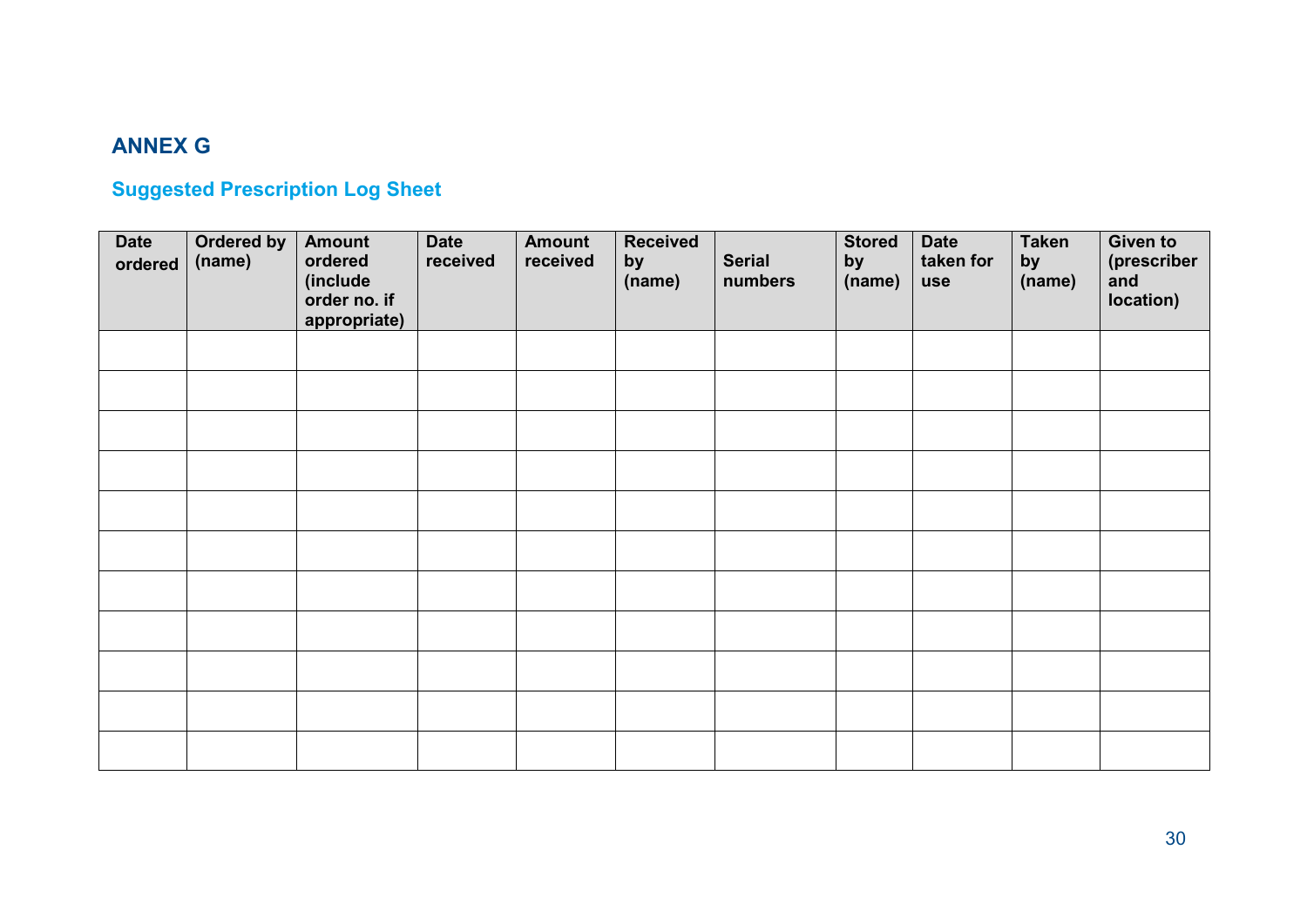## ANNEX G

### Suggested Prescription Log Sheet

| Date ordered | Ordered by (name) | Amount ordered (include order no. if appropriate) | Date received | Amount received | Received by (name) | Serial numbers | Stored by (name) | Date taken for use | Taken by (name) | Given to (prescriber and location) |
|---|---|---|---|---|---|---|---|---|---|---|
| | | | | | | | | | | |
| | | | | | | | | | | |
| | | | | | | | | | | |
| | | | | | | | | | | |
| | | | | | | | | | | |
| | | | | | | | | | | |
| | | | | | | | | | | |
| | | | | | | | | | | |
| | | | | | | | | | | |
| | | | | | | | | | | |
| | | | | | | | | | | |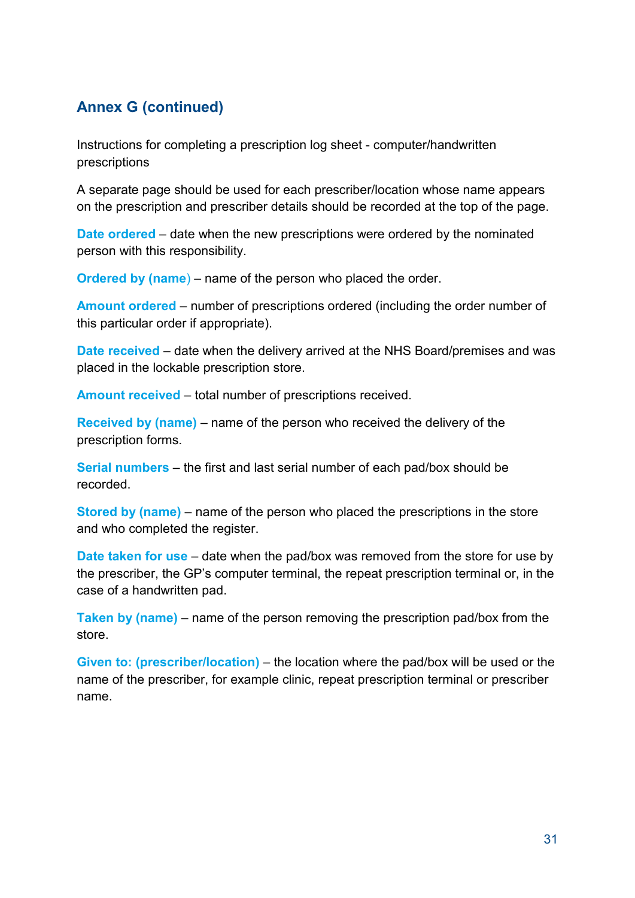## Annex G (continued)

Instructions for completing a prescription log sheet - computer/handwritten prescriptions

A separate page should be used for each prescriber/location whose name appears on the prescription and prescriber details should be recorded at the top of the page.

**Date ordered** – date when the new prescriptions were ordered by the nominated person with this responsibility.

**Ordered by (name)** – name of the person who placed the order.

**Amount ordered** – number of prescriptions ordered (including the order number of this particular order if appropriate).

**Date received** – date when the delivery arrived at the NHS Board/premises and was placed in the lockable prescription store.

**Amount received** – total number of prescriptions received.

**Received by (name)** – name of the person who received the delivery of the prescription forms.

**Serial numbers** – the first and last serial number of each pad/box should be recorded.

**Stored by (name)** – name of the person who placed the prescriptions in the store and who completed the register.

**Date taken for use** – date when the pad/box was removed from the store for use by the prescriber, the GP's computer terminal, the repeat prescription terminal or, in the case of a handwritten pad.

**Taken by (name)** – name of the person removing the prescription pad/box from the store.

**Given to: (prescriber/location)** – the location where the pad/box will be used or the name of the prescriber, for example clinic, repeat prescription terminal or prescriber name.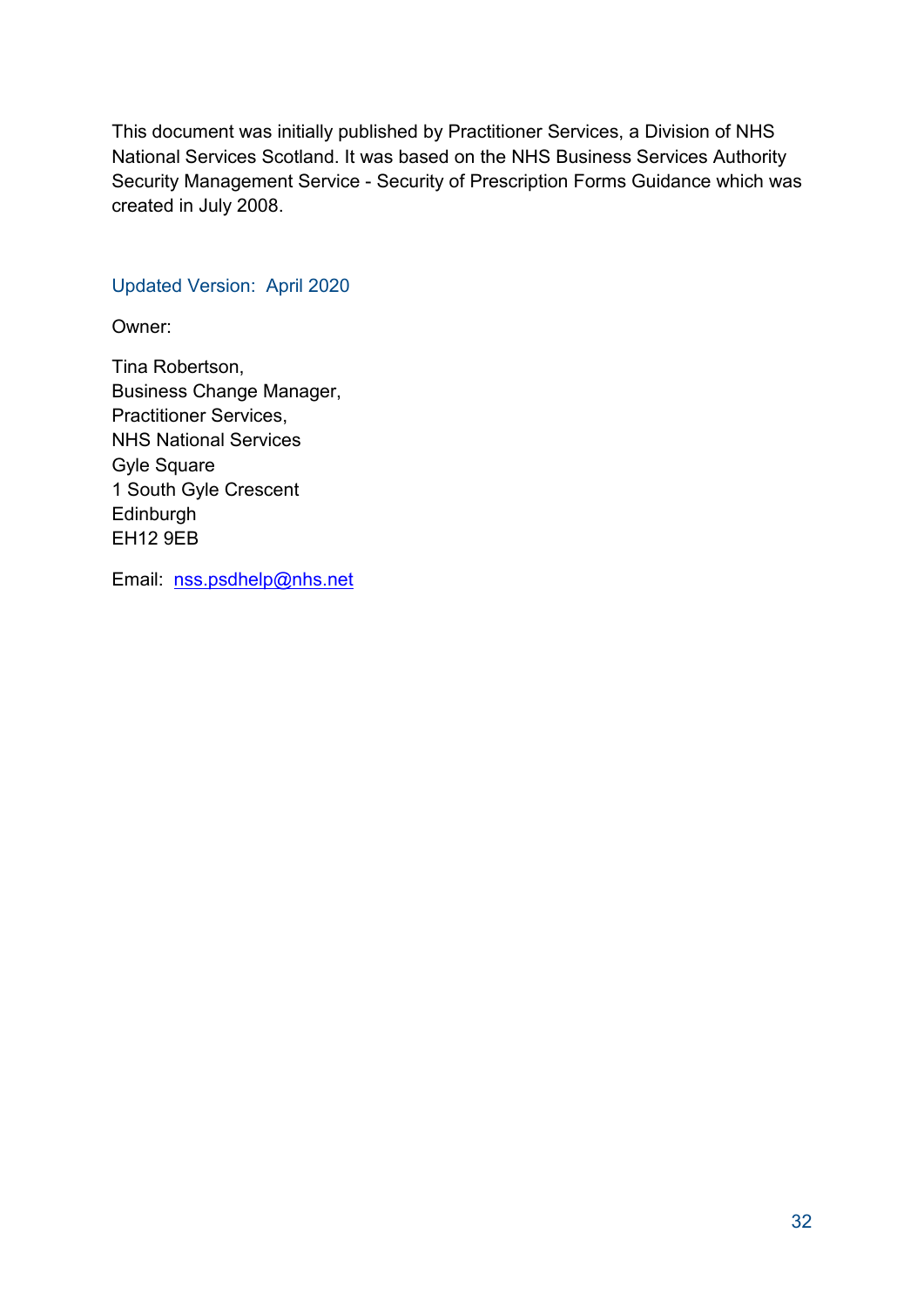This document was initially published by Practitioner Services, a Division of NHS National Services Scotland. It was based on the NHS Business Services Authority Security Management Service - Security of Prescription Forms Guidance which was created in July 2008.

## Updated Version: April 2020

Owner:

Tina Robertson,
Business Change Manager,
Practitioner Services,
NHS National Services
Gyle Square
1 South Gyle Crescent
Edinburgh
EH12 9EB

Email: nss.psdhelp@nhs.net